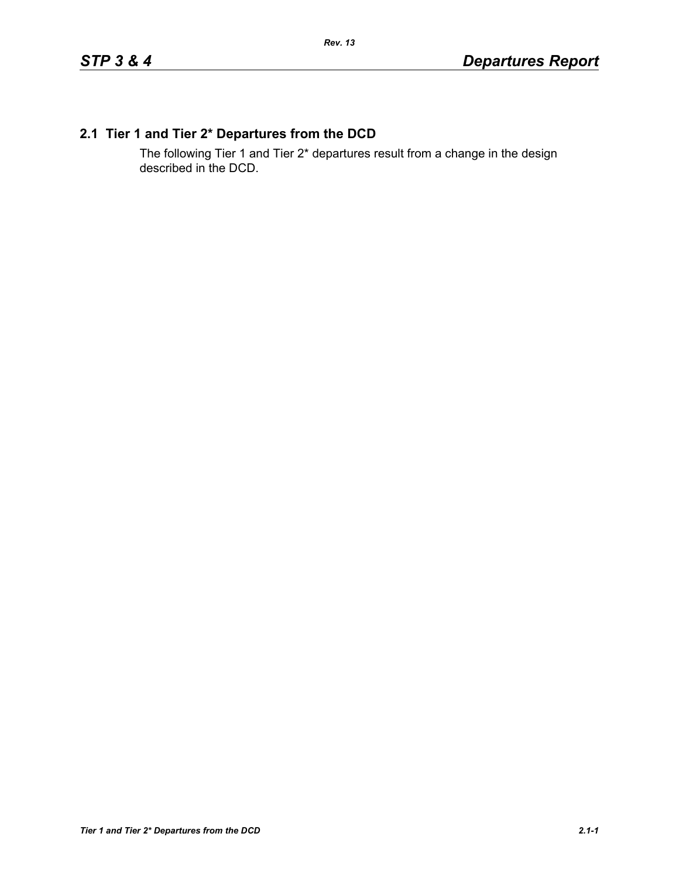## 2.1 Tier 1 and Tier 2* Departures from the DCD

The following Tier 1 and Tier 2* departures result from a change in the design described in the DCD.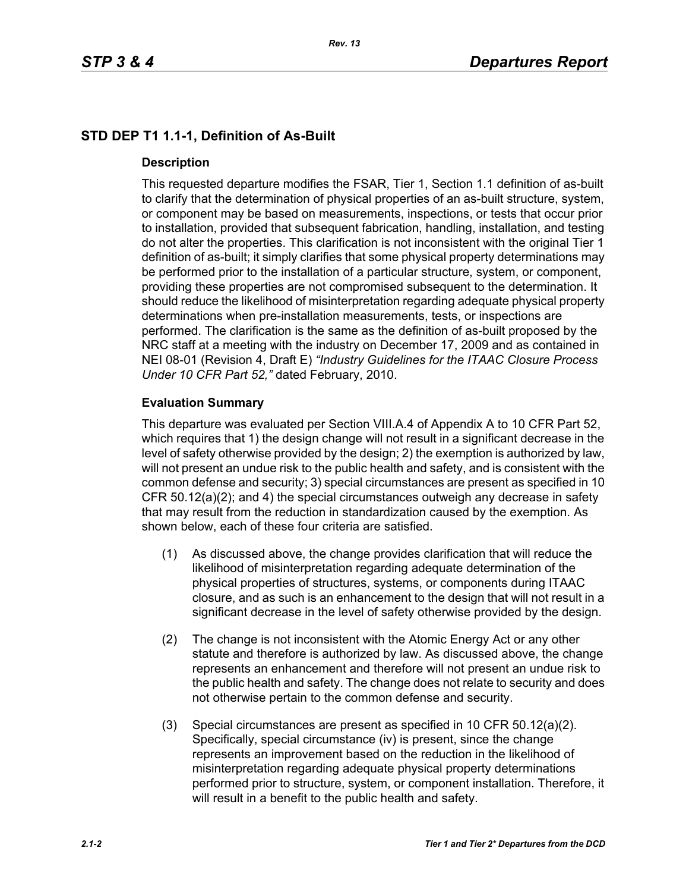## STD DEP T1 1.1-1, Definition of As-Built

### Description

This requested departure modifies the FSAR, Tier 1, Section 1.1 definition of as-built to clarify that the determination of physical properties of an as-built structure, system, or component may be based on measurements, inspections, or tests that occur prior to installation, provided that subsequent fabrication, handling, installation, and testing do not alter the properties. This clarification is not inconsistent with the original Tier 1 definition of as-built; it simply clarifies that some physical property determinations may be performed prior to the installation of a particular structure, system, or component, providing these properties are not compromised subsequent to the determination. It should reduce the likelihood of misinterpretation regarding adequate physical property determinations when pre-installation measurements, tests, or inspections are performed. The clarification is the same as the definition of as-built proposed by the NRC staff at a meeting with the industry on December 17, 2009 and as contained in NEI 08-01 (Revision 4, Draft E) *"Industry Guidelines for the ITAAC Closure Process Under 10 CFR Part 52,"* dated February, 2010.

### Evaluation Summary

This departure was evaluated per Section VIII.A.4 of Appendix A to 10 CFR Part 52, which requires that 1) the design change will not result in a significant decrease in the level of safety otherwise provided by the design; 2) the exemption is authorized by law, will not present an undue risk to the public health and safety, and is consistent with the common defense and security; 3) special circumstances are present as specified in 10 CFR 50.12(a)(2); and 4) the special circumstances outweigh any decrease in safety that may result from the reduction in standardization caused by the exemption. As shown below, each of these four criteria are satisfied.

(1) As discussed above, the change provides clarification that will reduce the likelihood of misinterpretation regarding adequate determination of the physical properties of structures, systems, or components during ITAAC closure, and as such is an enhancement to the design that will not result in a significant decrease in the level of safety otherwise provided by the design.

(2) The change is not inconsistent with the Atomic Energy Act or any other statute and therefore is authorized by law. As discussed above, the change represents an enhancement and therefore will not present an undue risk to the public health and safety. The change does not relate to security and does not otherwise pertain to the common defense and security.

(3) Special circumstances are present as specified in 10 CFR 50.12(a)(2). Specifically, special circumstance (iv) is present, since the change represents an improvement based on the reduction in the likelihood of misinterpretation regarding adequate physical property determinations performed prior to structure, system, or component installation. Therefore, it will result in a benefit to the public health and safety.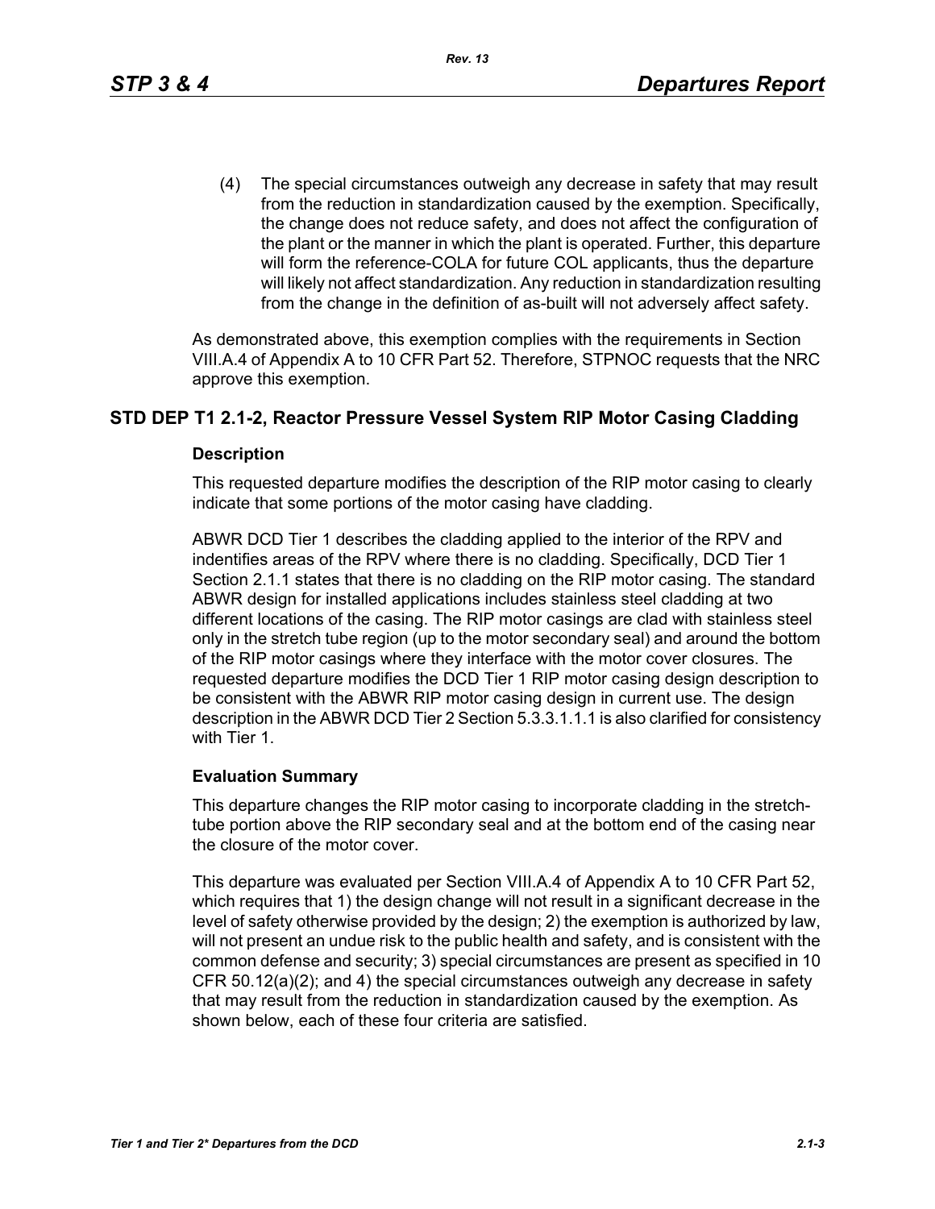(4) The special circumstances outweigh any decrease in safety that may result from the reduction in standardization caused by the exemption. Specifically, the change does not reduce safety, and does not affect the configuration of the plant or the manner in which the plant is operated. Further, this departure will form the reference-COLA for future COL applicants, thus the departure will likely not affect standardization. Any reduction in standardization resulting from the change in the definition of as-built will not adversely affect safety.

As demonstrated above, this exemption complies with the requirements in Section VIII.A.4 of Appendix A to 10 CFR Part 52. Therefore, STPNOC requests that the NRC approve this exemption.

## STD DEP T1 2.1-2, Reactor Pressure Vessel System RIP Motor Casing Cladding

### Description

This requested departure modifies the description of the RIP motor casing to clearly indicate that some portions of the motor casing have cladding.

ABWR DCD Tier 1 describes the cladding applied to the interior of the RPV and indentifies areas of the RPV where there is no cladding. Specifically, DCD Tier 1 Section 2.1.1 states that there is no cladding on the RIP motor casing. The standard ABWR design for installed applications includes stainless steel cladding at two different locations of the casing. The RIP motor casings are clad with stainless steel only in the stretch tube region (up to the motor secondary seal) and around the bottom of the RIP motor casings where they interface with the motor cover closures. The requested departure modifies the DCD Tier 1 RIP motor casing design description to be consistent with the ABWR RIP motor casing design in current use. The design description in the ABWR DCD Tier 2 Section 5.3.3.1.1.1 is also clarified for consistency with Tier 1.

### Evaluation Summary

This departure changes the RIP motor casing to incorporate cladding in the stretch-tube portion above the RIP secondary seal and at the bottom end of the casing near the closure of the motor cover.

This departure was evaluated per Section VIII.A.4 of Appendix A to 10 CFR Part 52, which requires that 1) the design change will not result in a significant decrease in the level of safety otherwise provided by the design; 2) the exemption is authorized by law, will not present an undue risk to the public health and safety, and is consistent with the common defense and security; 3) special circumstances are present as specified in 10 CFR 50.12(a)(2); and 4) the special circumstances outweigh any decrease in safety that may result from the reduction in standardization caused by the exemption. As shown below, each of these four criteria are satisfied.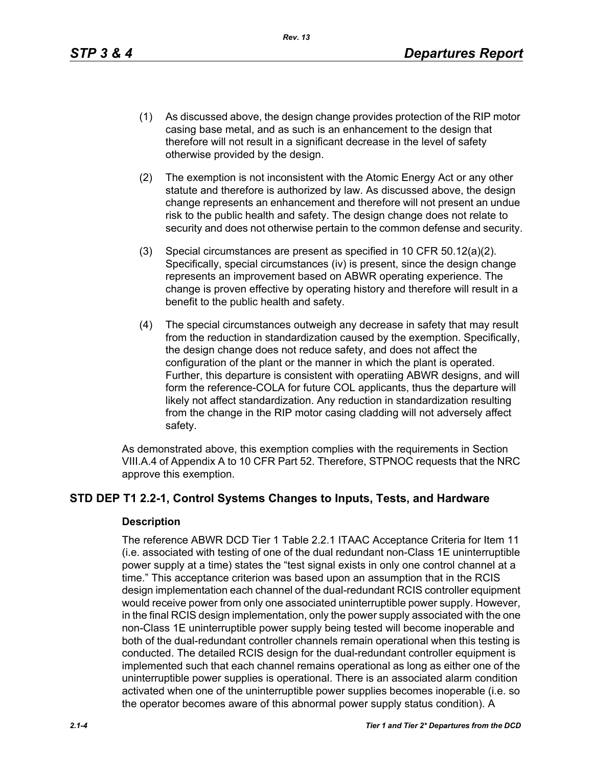(1) As discussed above, the design change provides protection of the RIP motor casing base metal, and as such is an enhancement to the design that therefore will not result in a significant decrease in the level of safety otherwise provided by the design.

(2) The exemption is not inconsistent with the Atomic Energy Act or any other statute and therefore is authorized by law. As discussed above, the design change represents an enhancement and therefore will not present an undue risk to the public health and safety. The design change does not relate to security and does not otherwise pertain to the common defense and security.

(3) Special circumstances are present as specified in 10 CFR 50.12(a)(2). Specifically, special circumstances (iv) is present, since the design change represents an improvement based on ABWR operating experience. The change is proven effective by operating history and therefore will result in a benefit to the public health and safety.

(4) The special circumstances outweigh any decrease in safety that may result from the reduction in standardization caused by the exemption. Specifically, the design change does not reduce safety, and does not affect the configuration of the plant or the manner in which the plant is operated. Further, this departure is consistent with operatiing ABWR designs, and will form the reference-COLA for future COL applicants, thus the departure will likely not affect standardization. Any reduction in standardization resulting from the change in the RIP motor casing cladding will not adversely affect safety.

As demonstrated above, this exemption complies with the requirements in Section VIII.A.4 of Appendix A to 10 CFR Part 52. Therefore, STPNOC requests that the NRC approve this exemption.

## STD DEP T1 2.2-1, Control Systems Changes to Inputs, Tests, and Hardware

### Description

The reference ABWR DCD Tier 1 Table 2.2.1 ITAAC Acceptance Criteria for Item 11 (i.e. associated with testing of one of the dual redundant non-Class 1E uninterruptible power supply at a time) states the "test signal exists in only one control channel at a time." This acceptance criterion was based upon an assumption that in the RCIS design implementation each channel of the dual-redundant RCIS controller equipment would receive power from only one associated uninterruptible power supply. However, in the final RCIS design implementation, only the power supply associated with the one non-Class 1E uninterruptible power supply being tested will become inoperable and both of the dual-redundant controller channels remain operational when this testing is conducted. The detailed RCIS design for the dual-redundant controller equipment is implemented such that each channel remains operational as long as either one of the uninterruptible power supplies is operational. There is an associated alarm condition activated when one of the uninterruptible power supplies becomes inoperable (i.e. so the operator becomes aware of this abnormal power supply status condition). A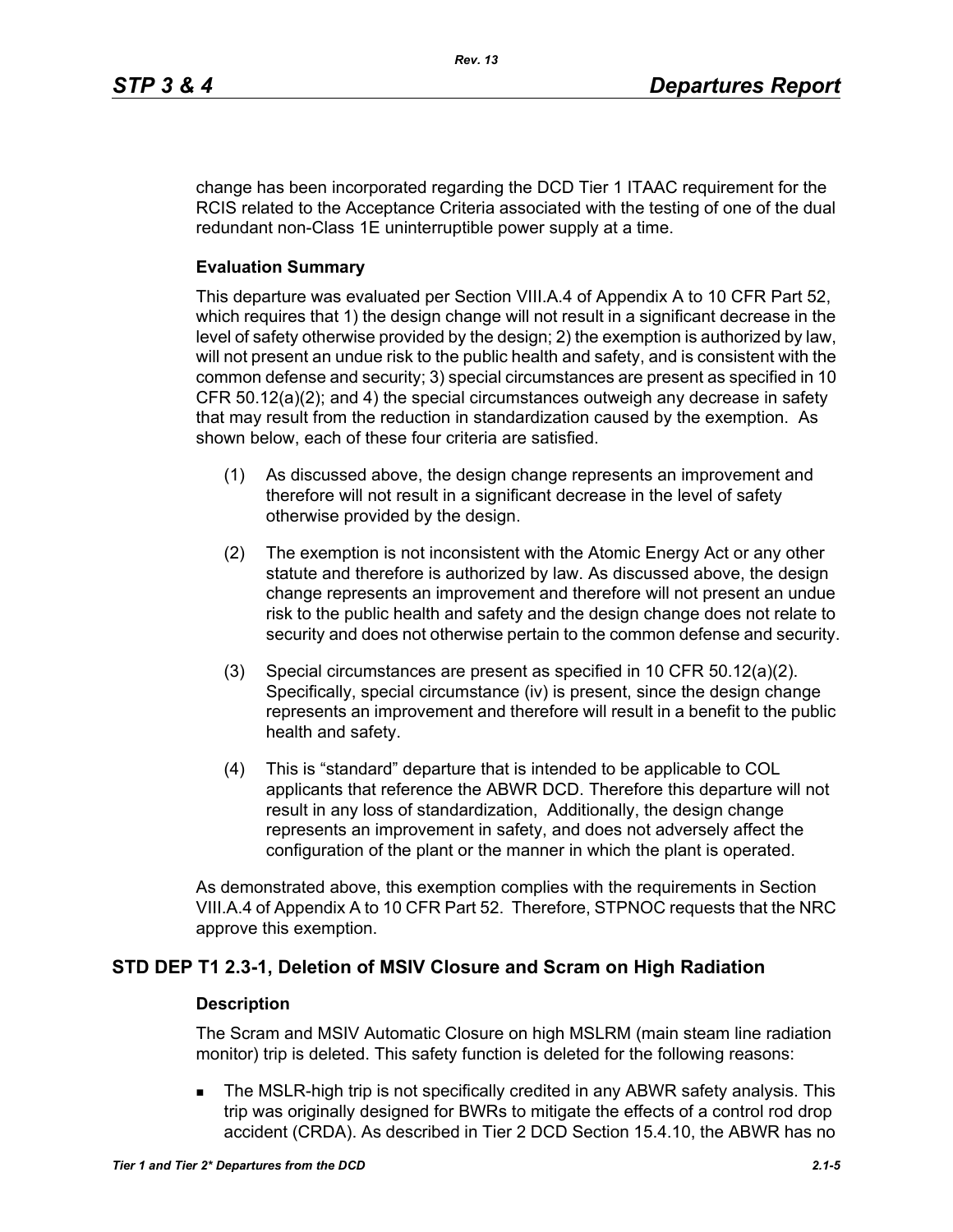change has been incorporated regarding the DCD Tier 1 ITAAC requirement for the RCIS related to the Acceptance Criteria associated with the testing of one of the dual redundant non-Class 1E uninterruptible power supply at a time.

### Evaluation Summary

This departure was evaluated per Section VIII.A.4 of Appendix A to 10 CFR Part 52, which requires that 1) the design change will not result in a significant decrease in the level of safety otherwise provided by the design; 2) the exemption is authorized by law, will not present an undue risk to the public health and safety, and is consistent with the common defense and security; 3) special circumstances are present as specified in 10 CFR 50.12(a)(2); and 4) the special circumstances outweigh any decrease in safety that may result from the reduction in standardization caused by the exemption. As shown below, each of these four criteria are satisfied.

(1) As discussed above, the design change represents an improvement and therefore will not result in a significant decrease in the level of safety otherwise provided by the design.

(2) The exemption is not inconsistent with the Atomic Energy Act or any other statute and therefore is authorized by law. As discussed above, the design change represents an improvement and therefore will not present an undue risk to the public health and safety and the design change does not relate to security and does not otherwise pertain to the common defense and security.

(3) Special circumstances are present as specified in 10 CFR 50.12(a)(2). Specifically, special circumstance (iv) is present, since the design change represents an improvement and therefore will result in a benefit to the public health and safety.

(4) This is “standard” departure that is intended to be applicable to COL applicants that reference the ABWR DCD. Therefore this departure will not result in any loss of standardization, Additionally, the design change represents an improvement in safety, and does not adversely affect the configuration of the plant or the manner in which the plant is operated.

As demonstrated above, this exemption complies with the requirements in Section VIII.A.4 of Appendix A to 10 CFR Part 52. Therefore, STPNOC requests that the NRC approve this exemption.

## STD DEP T1 2.3-1, Deletion of MSIV Closure and Scram on High Radiation

### Description

The Scram and MSIV Automatic Closure on high MSLRM (main steam line radiation monitor) trip is deleted. This safety function is deleted for the following reasons:

- The MSLR-high trip is not specifically credited in any ABWR safety analysis. This trip was originally designed for BWRs to mitigate the effects of a control rod drop accident (CRDA). As described in Tier 2 DCD Section 15.4.10, the ABWR has no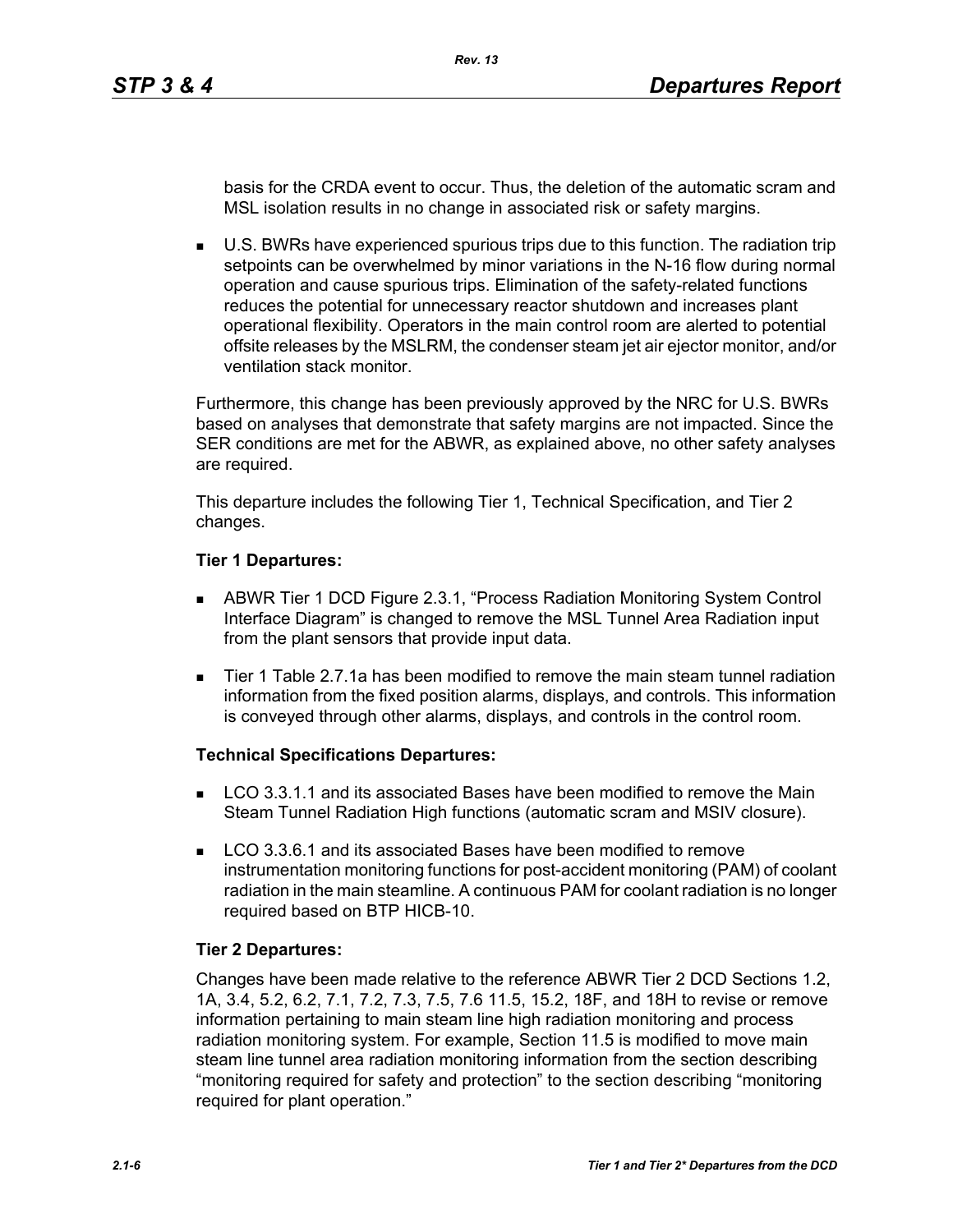basis for the CRDA event to occur. Thus, the deletion of the automatic scram and MSL isolation results in no change in associated risk or safety margins.

- U.S. BWRs have experienced spurious trips due to this function. The radiation trip setpoints can be overwhelmed by minor variations in the N-16 flow during normal operation and cause spurious trips. Elimination of the safety-related functions reduces the potential for unnecessary reactor shutdown and increases plant operational flexibility. Operators in the main control room are alerted to potential offsite releases by the MSLRM, the condenser steam jet air ejector monitor, and/or ventilation stack monitor.

Furthermore, this change has been previously approved by the NRC for U.S. BWRs based on analyses that demonstrate that safety margins are not impacted. Since the SER conditions are met for the ABWR, as explained above, no other safety analyses are required.

This departure includes the following Tier 1, Technical Specification, and Tier 2 changes.

**Tier 1 Departures:**

- ABWR Tier 1 DCD Figure 2.3.1, "Process Radiation Monitoring System Control Interface Diagram" is changed to remove the MSL Tunnel Area Radiation input from the plant sensors that provide input data.
- Tier 1 Table 2.7.1a has been modified to remove the main steam tunnel radiation information from the fixed position alarms, displays, and controls. This information is conveyed through other alarms, displays, and controls in the control room.

**Technical Specifications Departures:**

- LCO 3.3.1.1 and its associated Bases have been modified to remove the Main Steam Tunnel Radiation High functions (automatic scram and MSIV closure).
- LCO 3.3.6.1 and its associated Bases have been modified to remove instrumentation monitoring functions for post-accident monitoring (PAM) of coolant radiation in the main steamline. A continuous PAM for coolant radiation is no longer required based on BTP HICB-10.

**Tier 2 Departures:**

Changes have been made relative to the reference ABWR Tier 2 DCD Sections 1.2, 1A, 3.4, 5.2, 6.2, 7.1, 7.2, 7.3, 7.5, 7.6 11.5, 15.2, 18F, and 18H to revise or remove information pertaining to main steam line high radiation monitoring and process radiation monitoring system. For example, Section 11.5 is modified to move main steam line tunnel area radiation monitoring information from the section describing "monitoring required for safety and protection" to the section describing "monitoring required for plant operation."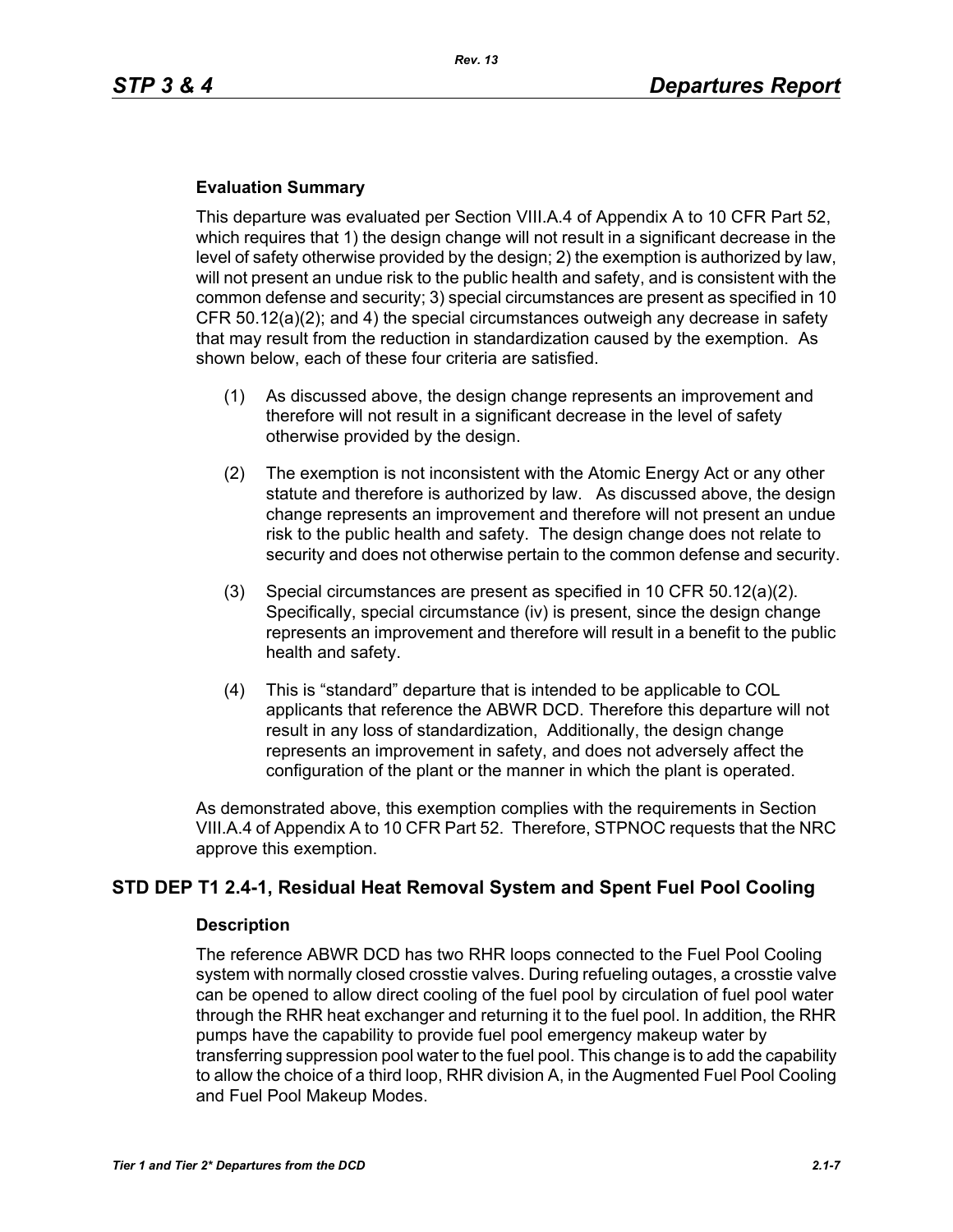### Evaluation Summary

This departure was evaluated per Section VIII.A.4 of Appendix A to 10 CFR Part 52, which requires that 1) the design change will not result in a significant decrease in the level of safety otherwise provided by the design; 2) the exemption is authorized by law, will not present an undue risk to the public health and safety, and is consistent with the common defense and security; 3) special circumstances are present as specified in 10 CFR 50.12(a)(2); and 4) the special circumstances outweigh any decrease in safety that may result from the reduction in standardization caused by the exemption. As shown below, each of these four criteria are satisfied.

(1) As discussed above, the design change represents an improvement and therefore will not result in a significant decrease in the level of safety otherwise provided by the design.

(2) The exemption is not inconsistent with the Atomic Energy Act or any other statute and therefore is authorized by law. As discussed above, the design change represents an improvement and therefore will not present an undue risk to the public health and safety. The design change does not relate to security and does not otherwise pertain to the common defense and security.

(3) Special circumstances are present as specified in 10 CFR 50.12(a)(2). Specifically, special circumstance (iv) is present, since the design change represents an improvement and therefore will result in a benefit to the public health and safety.

(4) This is "standard" departure that is intended to be applicable to COL applicants that reference the ABWR DCD. Therefore this departure will not result in any loss of standardization, Additionally, the design change represents an improvement in safety, and does not adversely affect the configuration of the plant or the manner in which the plant is operated.

As demonstrated above, this exemption complies with the requirements in Section VIII.A.4 of Appendix A to 10 CFR Part 52. Therefore, STPNOC requests that the NRC approve this exemption.

## STD DEP T1 2.4-1, Residual Heat Removal System and Spent Fuel Pool Cooling

### Description

The reference ABWR DCD has two RHR loops connected to the Fuel Pool Cooling system with normally closed crosstie valves. During refueling outages, a crosstie valve can be opened to allow direct cooling of the fuel pool by circulation of fuel pool water through the RHR heat exchanger and returning it to the fuel pool. In addition, the RHR pumps have the capability to provide fuel pool emergency makeup water by transferring suppression pool water to the fuel pool. This change is to add the capability to allow the choice of a third loop, RHR division A, in the Augmented Fuel Pool Cooling and Fuel Pool Makeup Modes.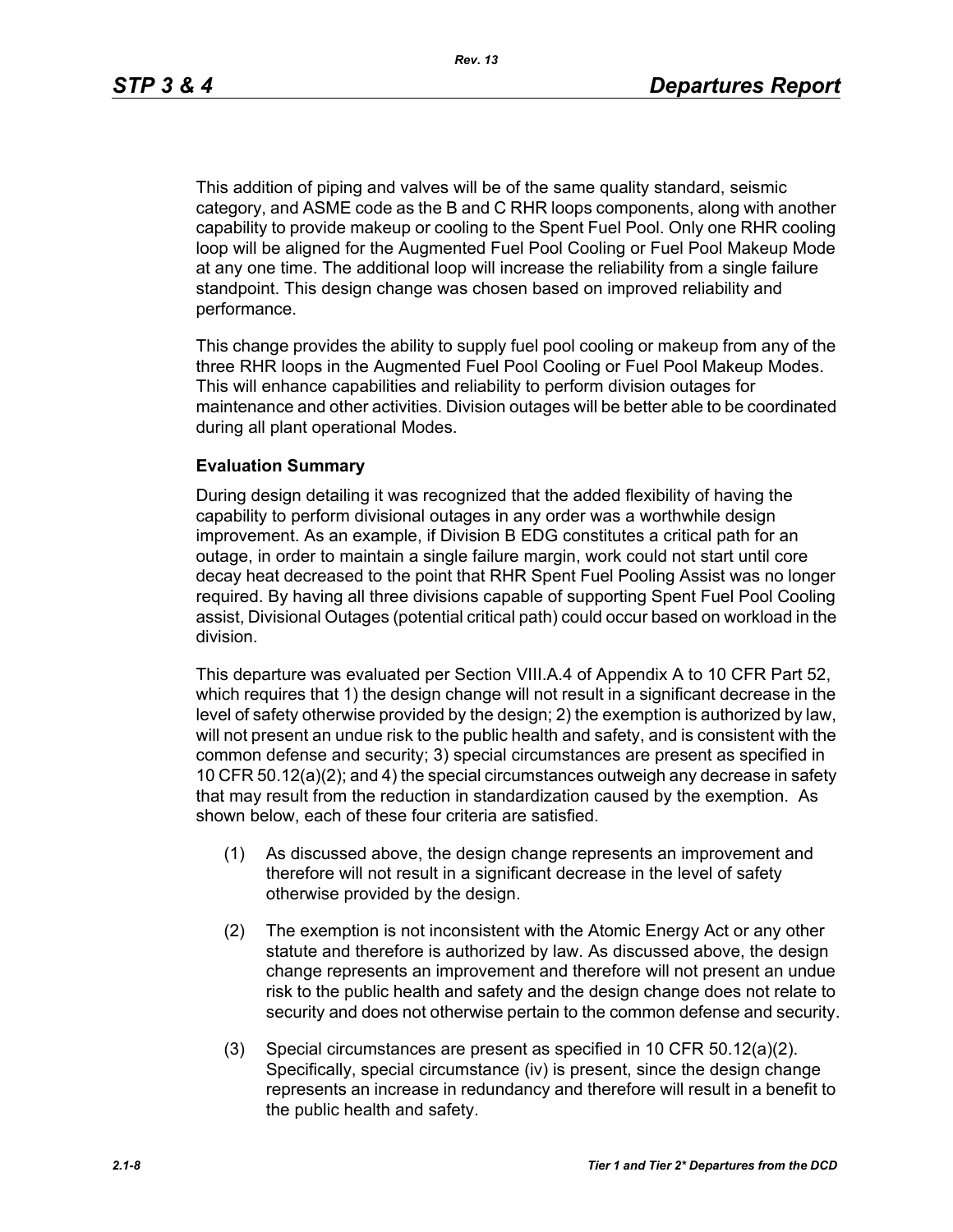This addition of piping and valves will be of the same quality standard, seismic category, and ASME code as the B and C RHR loops components, along with another capability to provide makeup or cooling to the Spent Fuel Pool. Only one RHR cooling loop will be aligned for the Augmented Fuel Pool Cooling or Fuel Pool Makeup Mode at any one time. The additional loop will increase the reliability from a single failure standpoint. This design change was chosen based on improved reliability and performance.

This change provides the ability to supply fuel pool cooling or makeup from any of the three RHR loops in the Augmented Fuel Pool Cooling or Fuel Pool Makeup Modes. This will enhance capabilities and reliability to perform division outages for maintenance and other activities. Division outages will be better able to be coordinated during all plant operational Modes.

**Evaluation Summary**

During design detailing it was recognized that the added flexibility of having the capability to perform divisional outages in any order was a worthwhile design improvement. As an example, if Division B EDG constitutes a critical path for an outage, in order to maintain a single failure margin, work could not start until core decay heat decreased to the point that RHR Spent Fuel Pooling Assist was no longer required. By having all three divisions capable of supporting Spent Fuel Pool Cooling assist, Divisional Outages (potential critical path) could occur based on workload in the division.

This departure was evaluated per Section VIII.A.4 of Appendix A to 10 CFR Part 52, which requires that 1) the design change will not result in a significant decrease in the level of safety otherwise provided by the design; 2) the exemption is authorized by law, will not present an undue risk to the public health and safety, and is consistent with the common defense and security; 3) special circumstances are present as specified in 10 CFR 50.12(a)(2); and 4) the special circumstances outweigh any decrease in safety that may result from the reduction in standardization caused by the exemption. As shown below, each of these four criteria are satisfied.

(1) As discussed above, the design change represents an improvement and therefore will not result in a significant decrease in the level of safety otherwise provided by the design.

(2) The exemption is not inconsistent with the Atomic Energy Act or any other statute and therefore is authorized by law. As discussed above, the design change represents an improvement and therefore will not present an undue risk to the public health and safety and the design change does not relate to security and does not otherwise pertain to the common defense and security.

(3) Special circumstances are present as specified in 10 CFR 50.12(a)(2). Specifically, special circumstance (iv) is present, since the design change represents an increase in redundancy and therefore will result in a benefit to the public health and safety.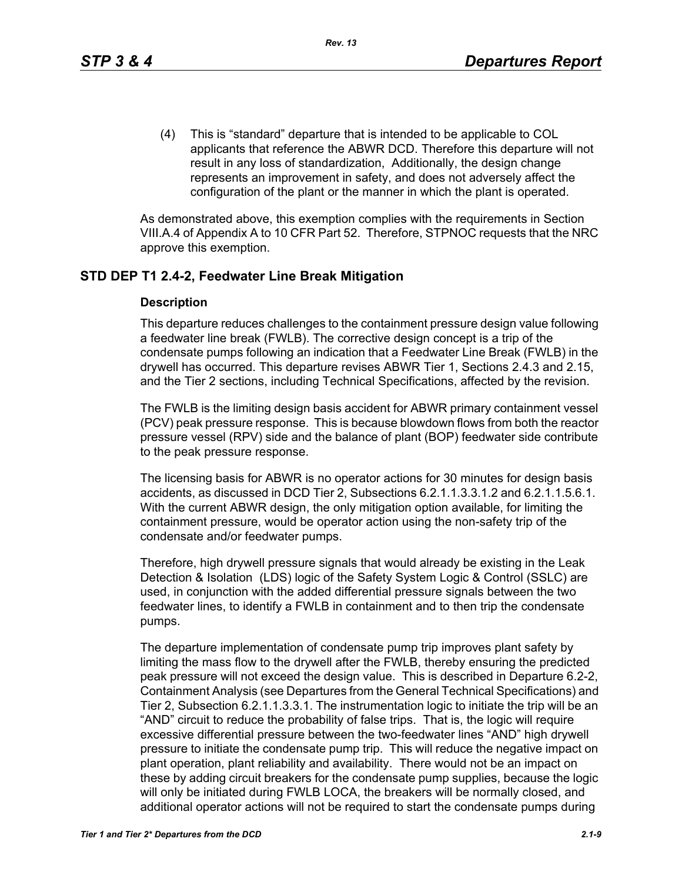(4) This is "standard" departure that is intended to be applicable to COL applicants that reference the ABWR DCD. Therefore this departure will not result in any loss of standardization, Additionally, the design change represents an improvement in safety, and does not adversely affect the configuration of the plant or the manner in which the plant is operated.

As demonstrated above, this exemption complies with the requirements in Section VIII.A.4 of Appendix A to 10 CFR Part 52. Therefore, STPNOC requests that the NRC approve this exemption.

## STD DEP T1 2.4-2, Feedwater Line Break Mitigation

### Description

This departure reduces challenges to the containment pressure design value following a feedwater line break (FWLB). The corrective design concept is a trip of the condensate pumps following an indication that a Feedwater Line Break (FWLB) in the drywell has occurred. This departure revises ABWR Tier 1, Sections 2.4.3 and 2.15, and the Tier 2 sections, including Technical Specifications, affected by the revision.

The FWLB is the limiting design basis accident for ABWR primary containment vessel (PCV) peak pressure response. This is because blowdown flows from both the reactor pressure vessel (RPV) side and the balance of plant (BOP) feedwater side contribute to the peak pressure response.

The licensing basis for ABWR is no operator actions for 30 minutes for design basis accidents, as discussed in DCD Tier 2, Subsections 6.2.1.1.3.3.1.2 and 6.2.1.1.5.6.1. With the current ABWR design, the only mitigation option available, for limiting the containment pressure, would be operator action using the non-safety trip of the condensate and/or feedwater pumps.

Therefore, high drywell pressure signals that would already be existing in the Leak Detection & Isolation (LDS) logic of the Safety System Logic & Control (SSLC) are used, in conjunction with the added differential pressure signals between the two feedwater lines, to identify a FWLB in containment and to then trip the condensate pumps.

The departure implementation of condensate pump trip improves plant safety by limiting the mass flow to the drywell after the FWLB, thereby ensuring the predicted peak pressure will not exceed the design value. This is described in Departure 6.2-2, Containment Analysis (see Departures from the General Technical Specifications) and Tier 2, Subsection 6.2.1.1.3.3.1. The instrumentation logic to initiate the trip will be an "AND" circuit to reduce the probability of false trips. That is, the logic will require excessive differential pressure between the two-feedwater lines "AND" high drywell pressure to initiate the condensate pump trip. This will reduce the negative impact on plant operation, plant reliability and availability. There would not be an impact on these by adding circuit breakers for the condensate pump supplies, because the logic will only be initiated during FWLB LOCA, the breakers will be normally closed, and additional operator actions will not be required to start the condensate pumps during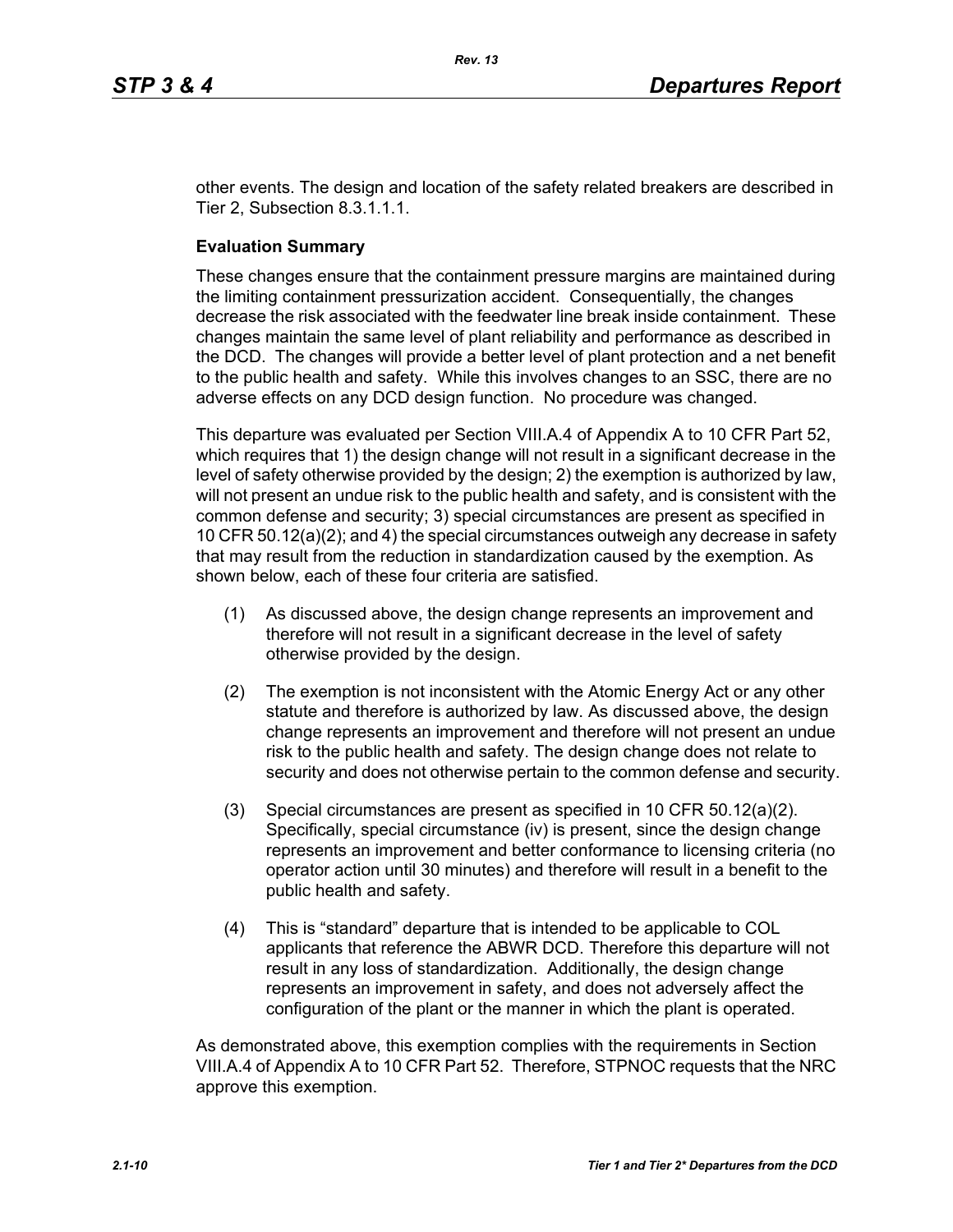other events. The design and location of the safety related breakers are described in Tier 2, Subsection 8.3.1.1.1.

**Evaluation Summary**

These changes ensure that the containment pressure margins are maintained during the limiting containment pressurization accident. Consequentially, the changes decrease the risk associated with the feedwater line break inside containment. These changes maintain the same level of plant reliability and performance as described in the DCD. The changes will provide a better level of plant protection and a net benefit to the public health and safety. While this involves changes to an SSC, there are no adverse effects on any DCD design function. No procedure was changed.

This departure was evaluated per Section VIII.A.4 of Appendix A to 10 CFR Part 52, which requires that 1) the design change will not result in a significant decrease in the level of safety otherwise provided by the design; 2) the exemption is authorized by law, will not present an undue risk to the public health and safety, and is consistent with the common defense and security; 3) special circumstances are present as specified in 10 CFR 50.12(a)(2); and 4) the special circumstances outweigh any decrease in safety that may result from the reduction in standardization caused by the exemption. As shown below, each of these four criteria are satisfied.

(1) As discussed above, the design change represents an improvement and therefore will not result in a significant decrease in the level of safety otherwise provided by the design.

(2) The exemption is not inconsistent with the Atomic Energy Act or any other statute and therefore is authorized by law. As discussed above, the design change represents an improvement and therefore will not present an undue risk to the public health and safety. The design change does not relate to security and does not otherwise pertain to the common defense and security.

(3) Special circumstances are present as specified in 10 CFR 50.12(a)(2). Specifically, special circumstance (iv) is present, since the design change represents an improvement and better conformance to licensing criteria (no operator action until 30 minutes) and therefore will result in a benefit to the public health and safety.

(4) This is “standard” departure that is intended to be applicable to COL applicants that reference the ABWR DCD. Therefore this departure will not result in any loss of standardization. Additionally, the design change represents an improvement in safety, and does not adversely affect the configuration of the plant or the manner in which the plant is operated.

As demonstrated above, this exemption complies with the requirements in Section VIII.A.4 of Appendix A to 10 CFR Part 52. Therefore, STPNOC requests that the NRC approve this exemption.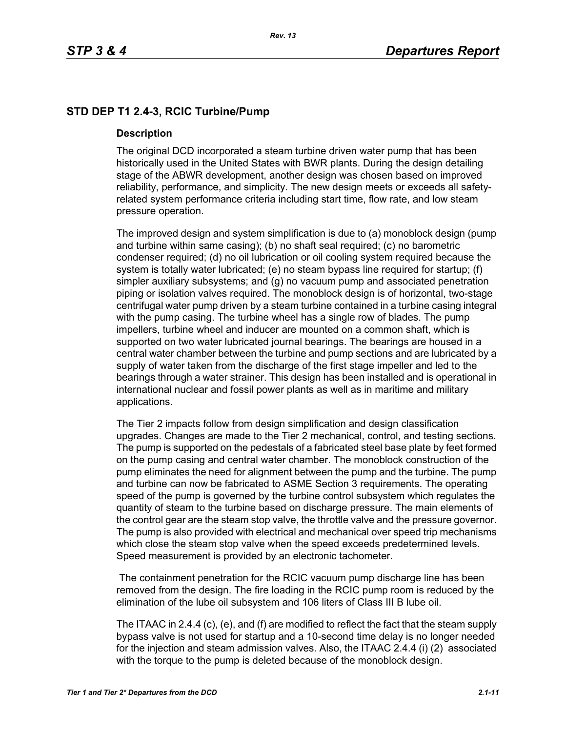## STD DEP T1 2.4-3, RCIC Turbine/Pump

### Description

The original DCD incorporated a steam turbine driven water pump that has been historically used in the United States with BWR plants. During the design detailing stage of the ABWR development, another design was chosen based on improved reliability, performance, and simplicity. The new design meets or exceeds all safety-related system performance criteria including start time, flow rate, and low steam pressure operation.

The improved design and system simplification is due to (a) monoblock design (pump and turbine within same casing); (b) no shaft seal required; (c) no barometric condenser required; (d) no oil lubrication or oil cooling system required because the system is totally water lubricated; (e) no steam bypass line required for startup; (f) simpler auxiliary subsystems; and (g) no vacuum pump and associated penetration piping or isolation valves required. The monoblock design is of horizontal, two-stage centrifugal water pump driven by a steam turbine contained in a turbine casing integral with the pump casing. The turbine wheel has a single row of blades. The pump impellers, turbine wheel and inducer are mounted on a common shaft, which is supported on two water lubricated journal bearings. The bearings are housed in a central water chamber between the turbine and pump sections and are lubricated by a supply of water taken from the discharge of the first stage impeller and led to the bearings through a water strainer. This design has been installed and is operational in international nuclear and fossil power plants as well as in maritime and military applications.

The Tier 2 impacts follow from design simplification and design classification upgrades. Changes are made to the Tier 2 mechanical, control, and testing sections. The pump is supported on the pedestals of a fabricated steel base plate by feet formed on the pump casing and central water chamber. The monoblock construction of the pump eliminates the need for alignment between the pump and the turbine. The pump and turbine can now be fabricated to ASME Section 3 requirements. The operating speed of the pump is governed by the turbine control subsystem which regulates the quantity of steam to the turbine based on discharge pressure. The main elements of the control gear are the steam stop valve, the throttle valve and the pressure governor. The pump is also provided with electrical and mechanical over speed trip mechanisms which close the steam stop valve when the speed exceeds predetermined levels. Speed measurement is provided by an electronic tachometer.

The containment penetration for the RCIC vacuum pump discharge line has been removed from the design. The fire loading in the RCIC pump room is reduced by the elimination of the lube oil subsystem and 106 liters of Class III B lube oil.

The ITAAC in 2.4.4 (c), (e), and (f) are modified to reflect the fact that the steam supply bypass valve is not used for startup and a 10-second time delay is no longer needed for the injection and steam admission valves. Also, the ITAAC 2.4.4 (i) (2) associated with the torque to the pump is deleted because of the monoblock design.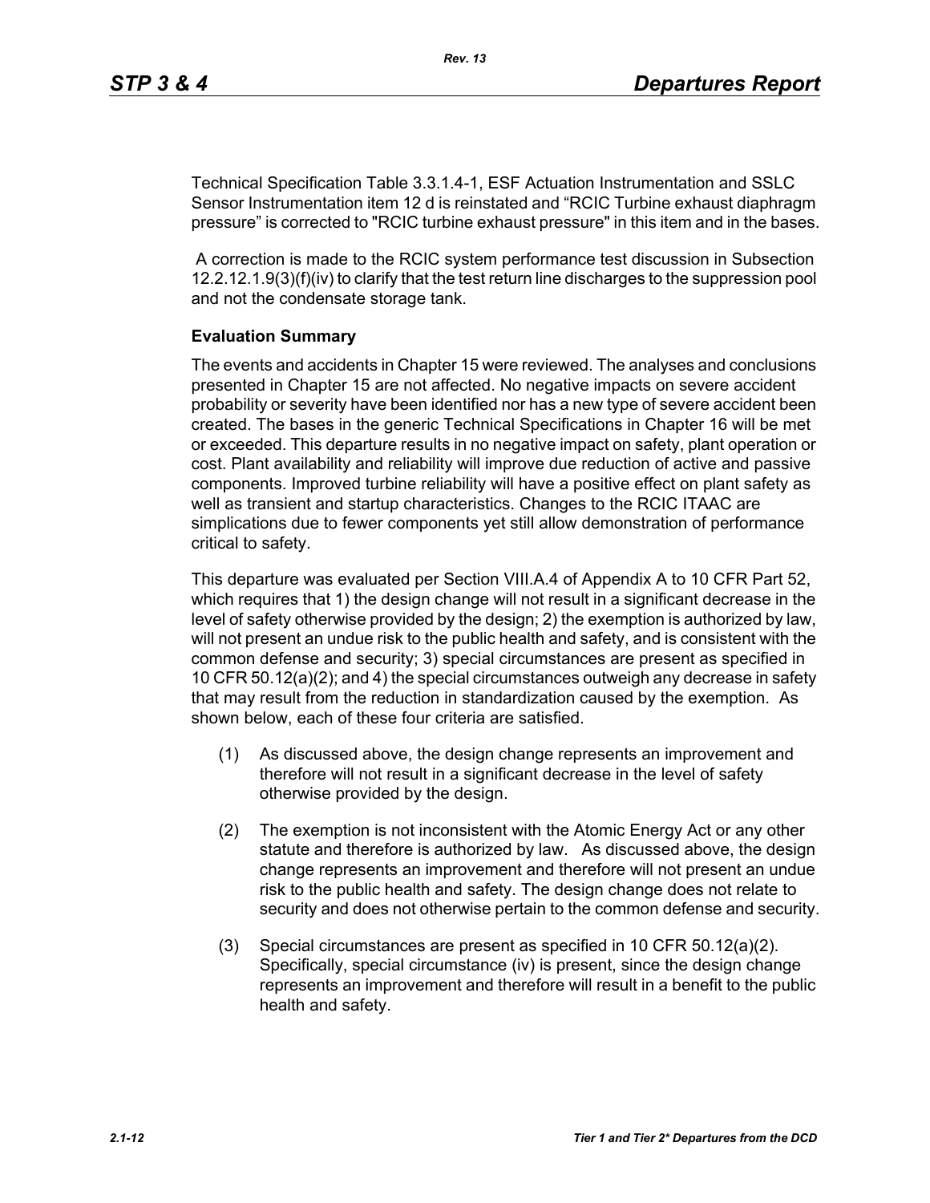Technical Specification Table 3.3.1.4-1, ESF Actuation Instrumentation and SSLC Sensor Instrumentation item 12 d is reinstated and “RCIC Turbine exhaust diaphragm pressure” is corrected to "RCIC turbine exhaust pressure" in this item and in the bases.

A correction is made to the RCIC system performance test discussion in Subsection 12.2.12.1.9(3)(f)(iv) to clarify that the test return line discharges to the suppression pool and not the condensate storage tank.

**Evaluation Summary**

The events and accidents in Chapter 15 were reviewed. The analyses and conclusions presented in Chapter 15 are not affected. No negative impacts on severe accident probability or severity have been identified nor has a new type of severe accident been created. The bases in the generic Technical Specifications in Chapter 16 will be met or exceeded. This departure results in no negative impact on safety, plant operation or cost. Plant availability and reliability will improve due reduction of active and passive components. Improved turbine reliability will have a positive effect on plant safety as well as transient and startup characteristics. Changes to the RCIC ITAAC are simplications due to fewer components yet still allow demonstration of performance critical to safety.

This departure was evaluated per Section VIII.A.4 of Appendix A to 10 CFR Part 52, which requires that 1) the design change will not result in a significant decrease in the level of safety otherwise provided by the design; 2) the exemption is authorized by law, will not present an undue risk to the public health and safety, and is consistent with the common defense and security; 3) special circumstances are present as specified in 10 CFR 50.12(a)(2); and 4) the special circumstances outweigh any decrease in safety that may result from the reduction in standardization caused by the exemption. As shown below, each of these four criteria are satisfied.

(1) As discussed above, the design change represents an improvement and therefore will not result in a significant decrease in the level of safety otherwise provided by the design.

(2) The exemption is not inconsistent with the Atomic Energy Act or any other statute and therefore is authorized by law. As discussed above, the design change represents an improvement and therefore will not present an undue risk to the public health and safety. The design change does not relate to security and does not otherwise pertain to the common defense and security.

(3) Special circumstances are present as specified in 10 CFR 50.12(a)(2). Specifically, special circumstance (iv) is present, since the design change represents an improvement and therefore will result in a benefit to the public health and safety.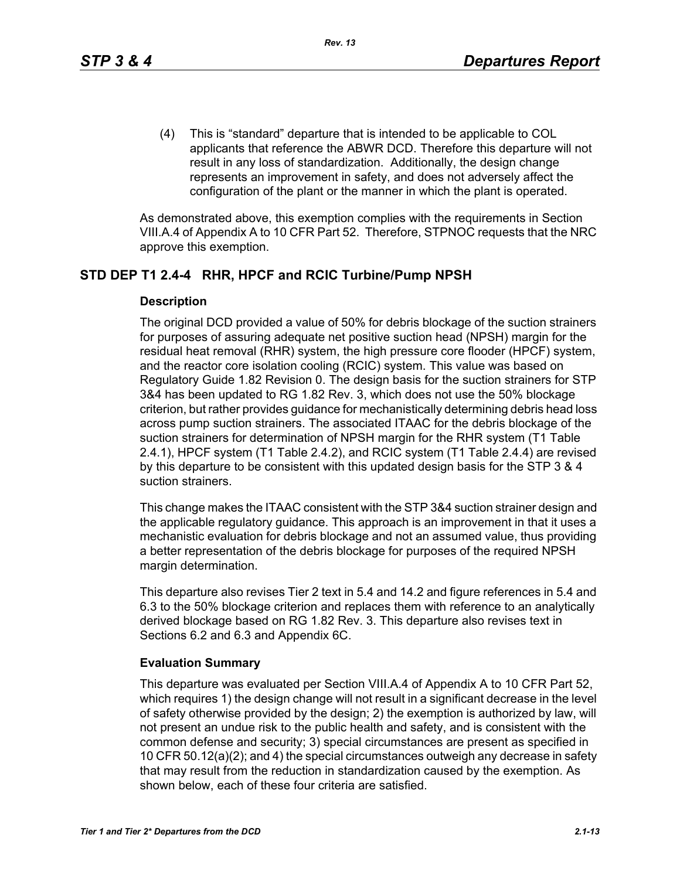(4) This is "standard" departure that is intended to be applicable to COL applicants that reference the ABWR DCD. Therefore this departure will not result in any loss of standardization. Additionally, the design change represents an improvement in safety, and does not adversely affect the configuration of the plant or the manner in which the plant is operated.

As demonstrated above, this exemption complies with the requirements in Section VIII.A.4 of Appendix A to 10 CFR Part 52. Therefore, STPNOC requests that the NRC approve this exemption.

## STD DEP T1 2.4-4 RHR, HPCF and RCIC Turbine/Pump NPSH

### Description

The original DCD provided a value of 50% for debris blockage of the suction strainers for purposes of assuring adequate net positive suction head (NPSH) margin for the residual heat removal (RHR) system, the high pressure core flooder (HPCF) system, and the reactor core isolation cooling (RCIC) system. This value was based on Regulatory Guide 1.82 Revision 0. The design basis for the suction strainers for STP 3&4 has been updated to RG 1.82 Rev. 3, which does not use the 50% blockage criterion, but rather provides guidance for mechanistically determining debris head loss across pump suction strainers. The associated ITAAC for the debris blockage of the suction strainers for determination of NPSH margin for the RHR system (T1 Table 2.4.1), HPCF system (T1 Table 2.4.2), and RCIC system (T1 Table 2.4.4) are revised by this departure to be consistent with this updated design basis for the STP 3 & 4 suction strainers.

This change makes the ITAAC consistent with the STP 3&4 suction strainer design and the applicable regulatory guidance. This approach is an improvement in that it uses a mechanistic evaluation for debris blockage and not an assumed value, thus providing a better representation of the debris blockage for purposes of the required NPSH margin determination.

This departure also revises Tier 2 text in 5.4 and 14.2 and figure references in 5.4 and 6.3 to the 50% blockage criterion and replaces them with reference to an analytically derived blockage based on RG 1.82 Rev. 3. This departure also revises text in Sections 6.2 and 6.3 and Appendix 6C.

### Evaluation Summary

This departure was evaluated per Section VIII.A.4 of Appendix A to 10 CFR Part 52, which requires 1) the design change will not result in a significant decrease in the level of safety otherwise provided by the design; 2) the exemption is authorized by law, will not present an undue risk to the public health and safety, and is consistent with the common defense and security; 3) special circumstances are present as specified in 10 CFR 50.12(a)(2); and 4) the special circumstances outweigh any decrease in safety that may result from the reduction in standardization caused by the exemption. As shown below, each of these four criteria are satisfied.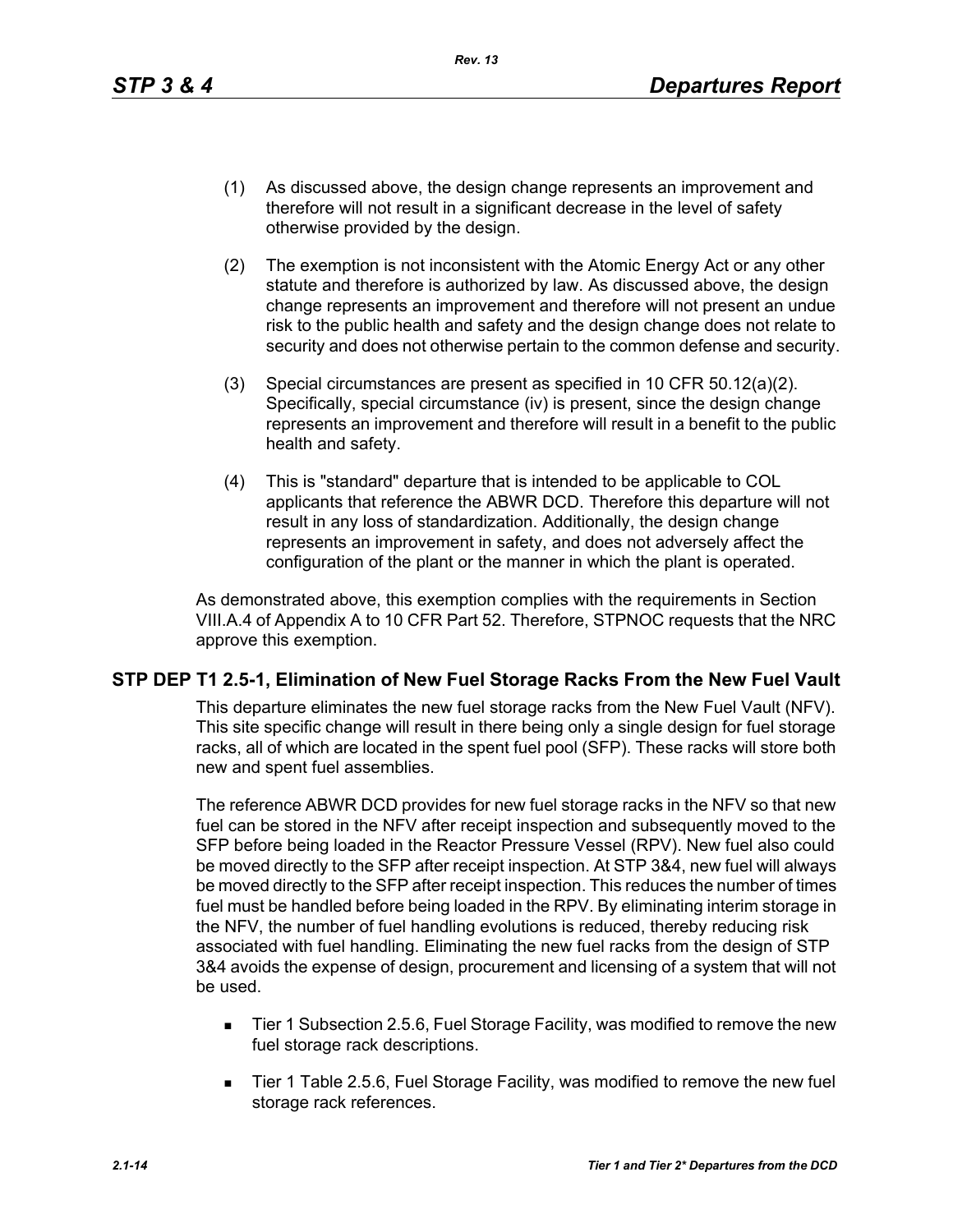(1) As discussed above, the design change represents an improvement and therefore will not result in a significant decrease in the level of safety otherwise provided by the design.

(2) The exemption is not inconsistent with the Atomic Energy Act or any other statute and therefore is authorized by law. As discussed above, the design change represents an improvement and therefore will not present an undue risk to the public health and safety and the design change does not relate to security and does not otherwise pertain to the common defense and security.

(3) Special circumstances are present as specified in 10 CFR 50.12(a)(2). Specifically, special circumstance (iv) is present, since the design change represents an improvement and therefore will result in a benefit to the public health and safety.

(4) This is "standard" departure that is intended to be applicable to COL applicants that reference the ABWR DCD. Therefore this departure will not result in any loss of standardization. Additionally, the design change represents an improvement in safety, and does not adversely affect the configuration of the plant or the manner in which the plant is operated.

As demonstrated above, this exemption complies with the requirements in Section VIII.A.4 of Appendix A to 10 CFR Part 52. Therefore, STPNOC requests that the NRC approve this exemption.

## STP DEP T1 2.5-1, Elimination of New Fuel Storage Racks From the New Fuel Vault

This departure eliminates the new fuel storage racks from the New Fuel Vault (NFV). This site specific change will result in there being only a single design for fuel storage racks, all of which are located in the spent fuel pool (SFP). These racks will store both new and spent fuel assemblies.

The reference ABWR DCD provides for new fuel storage racks in the NFV so that new fuel can be stored in the NFV after receipt inspection and subsequently moved to the SFP before being loaded in the Reactor Pressure Vessel (RPV). New fuel also could be moved directly to the SFP after receipt inspection. At STP 3&4, new fuel will always be moved directly to the SFP after receipt inspection. This reduces the number of times fuel must be handled before being loaded in the RPV. By eliminating interim storage in the NFV, the number of fuel handling evolutions is reduced, thereby reducing risk associated with fuel handling. Eliminating the new fuel racks from the design of STP 3&4 avoids the expense of design, procurement and licensing of a system that will not be used.

- Tier 1 Subsection 2.5.6, Fuel Storage Facility, was modified to remove the new fuel storage rack descriptions.
- Tier 1 Table 2.5.6, Fuel Storage Facility, was modified to remove the new fuel storage rack references.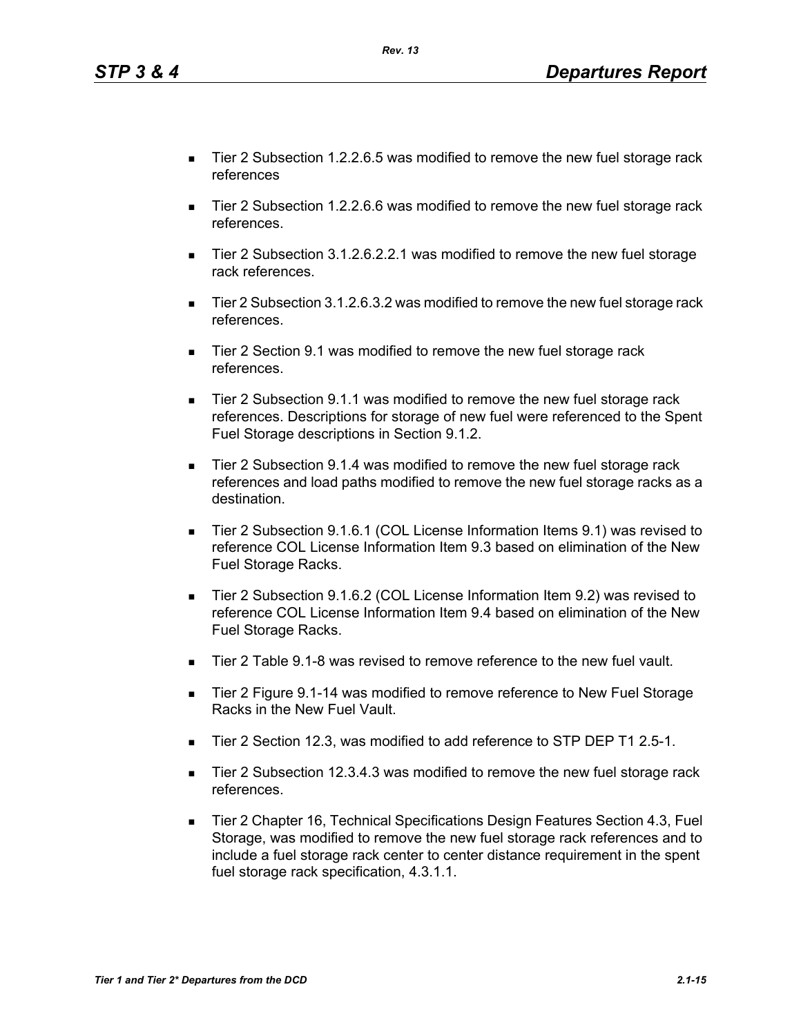- Tier 2 Subsection 1.2.2.6.5 was modified to remove the new fuel storage rack references
- Tier 2 Subsection 1.2.2.6.6 was modified to remove the new fuel storage rack references.
- Tier 2 Subsection 3.1.2.6.2.2.1 was modified to remove the new fuel storage rack references.
- Tier 2 Subsection 3.1.2.6.3.2 was modified to remove the new fuel storage rack references.
- Tier 2 Section 9.1 was modified to remove the new fuel storage rack references.
- Tier 2 Subsection 9.1.1 was modified to remove the new fuel storage rack references. Descriptions for storage of new fuel were referenced to the Spent Fuel Storage descriptions in Section 9.1.2.
- Tier 2 Subsection 9.1.4 was modified to remove the new fuel storage rack references and load paths modified to remove the new fuel storage racks as a destination.
- Tier 2 Subsection 9.1.6.1 (COL License Information Items 9.1) was revised to reference COL License Information Item 9.3 based on elimination of the New Fuel Storage Racks.
- Tier 2 Subsection 9.1.6.2 (COL License Information Item 9.2) was revised to reference COL License Information Item 9.4 based on elimination of the New Fuel Storage Racks.
- Tier 2 Table 9.1-8 was revised to remove reference to the new fuel vault.
- Tier 2 Figure 9.1-14 was modified to remove reference to New Fuel Storage Racks in the New Fuel Vault.
- Tier 2 Section 12.3, was modified to add reference to STP DEP T1 2.5-1.
- Tier 2 Subsection 12.3.4.3 was modified to remove the new fuel storage rack references.
- Tier 2 Chapter 16, Technical Specifications Design Features Section 4.3, Fuel Storage, was modified to remove the new fuel storage rack references and to include a fuel storage rack center to center distance requirement in the spent fuel storage rack specification, 4.3.1.1.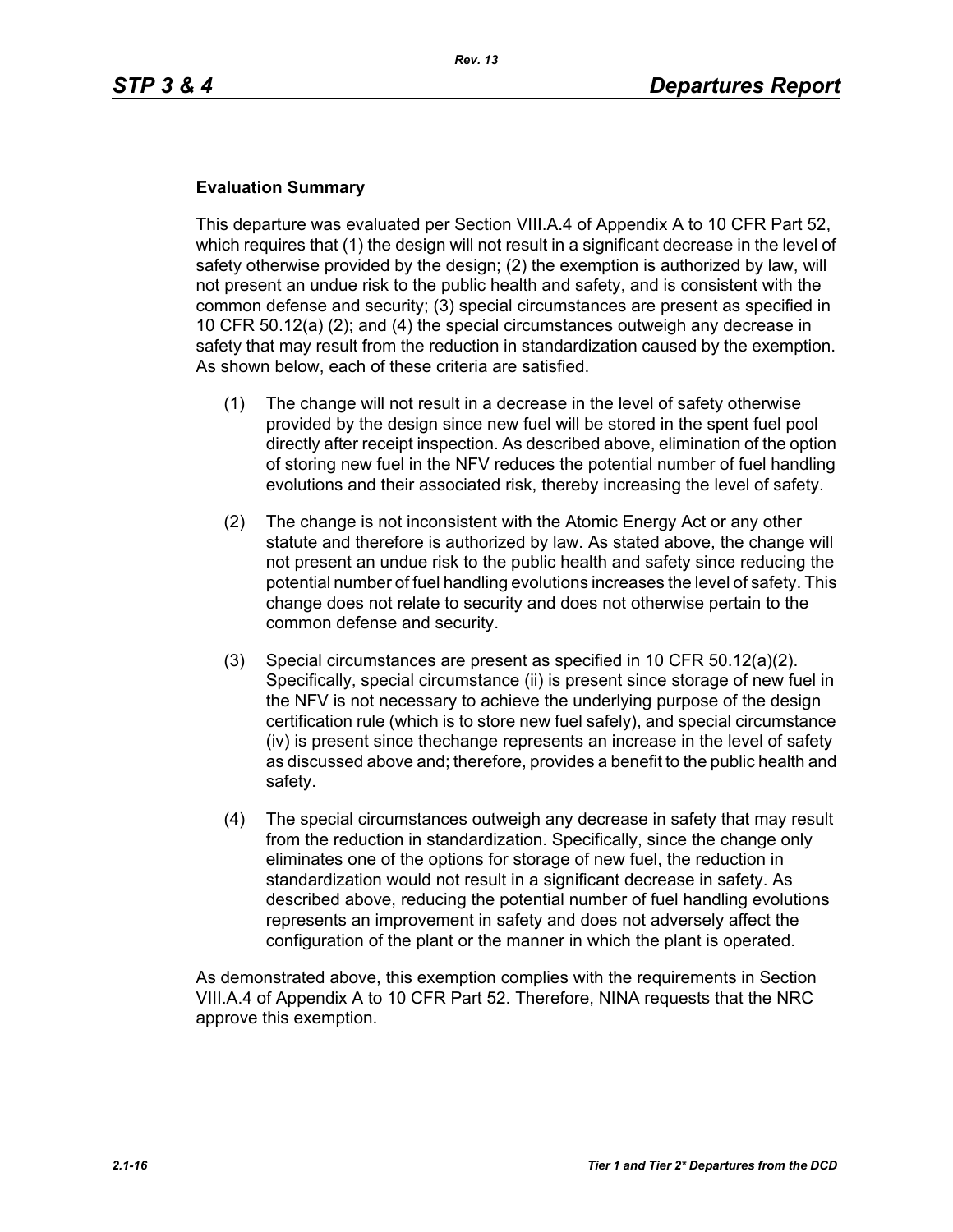**Evaluation Summary**

This departure was evaluated per Section VIII.A.4 of Appendix A to 10 CFR Part 52, which requires that (1) the design will not result in a significant decrease in the level of safety otherwise provided by the design; (2) the exemption is authorized by law, will not present an undue risk to the public health and safety, and is consistent with the common defense and security; (3) special circumstances are present as specified in 10 CFR 50.12(a) (2); and (4) the special circumstances outweigh any decrease in safety that may result from the reduction in standardization caused by the exemption. As shown below, each of these criteria are satisfied.

(1) The change will not result in a decrease in the level of safety otherwise provided by the design since new fuel will be stored in the spent fuel pool directly after receipt inspection. As described above, elimination of the option of storing new fuel in the NFV reduces the potential number of fuel handling evolutions and their associated risk, thereby increasing the level of safety.

(2) The change is not inconsistent with the Atomic Energy Act or any other statute and therefore is authorized by law. As stated above, the change will not present an undue risk to the public health and safety since reducing the potential number of fuel handling evolutions increases the level of safety. This change does not relate to security and does not otherwise pertain to the common defense and security.

(3) Special circumstances are present as specified in 10 CFR 50.12(a)(2). Specifically, special circumstance (ii) is present since storage of new fuel in the NFV is not necessary to achieve the underlying purpose of the design certification rule (which is to store new fuel safely), and special circumstance (iv) is present since thechange represents an increase in the level of safety as discussed above and; therefore, provides a benefit to the public health and safety.

(4) The special circumstances outweigh any decrease in safety that may result from the reduction in standardization. Specifically, since the change only eliminates one of the options for storage of new fuel, the reduction in standardization would not result in a significant decrease in safety. As described above, reducing the potential number of fuel handling evolutions represents an improvement in safety and does not adversely affect the configuration of the plant or the manner in which the plant is operated.

As demonstrated above, this exemption complies with the requirements in Section VIII.A.4 of Appendix A to 10 CFR Part 52. Therefore, NINA requests that the NRC approve this exemption.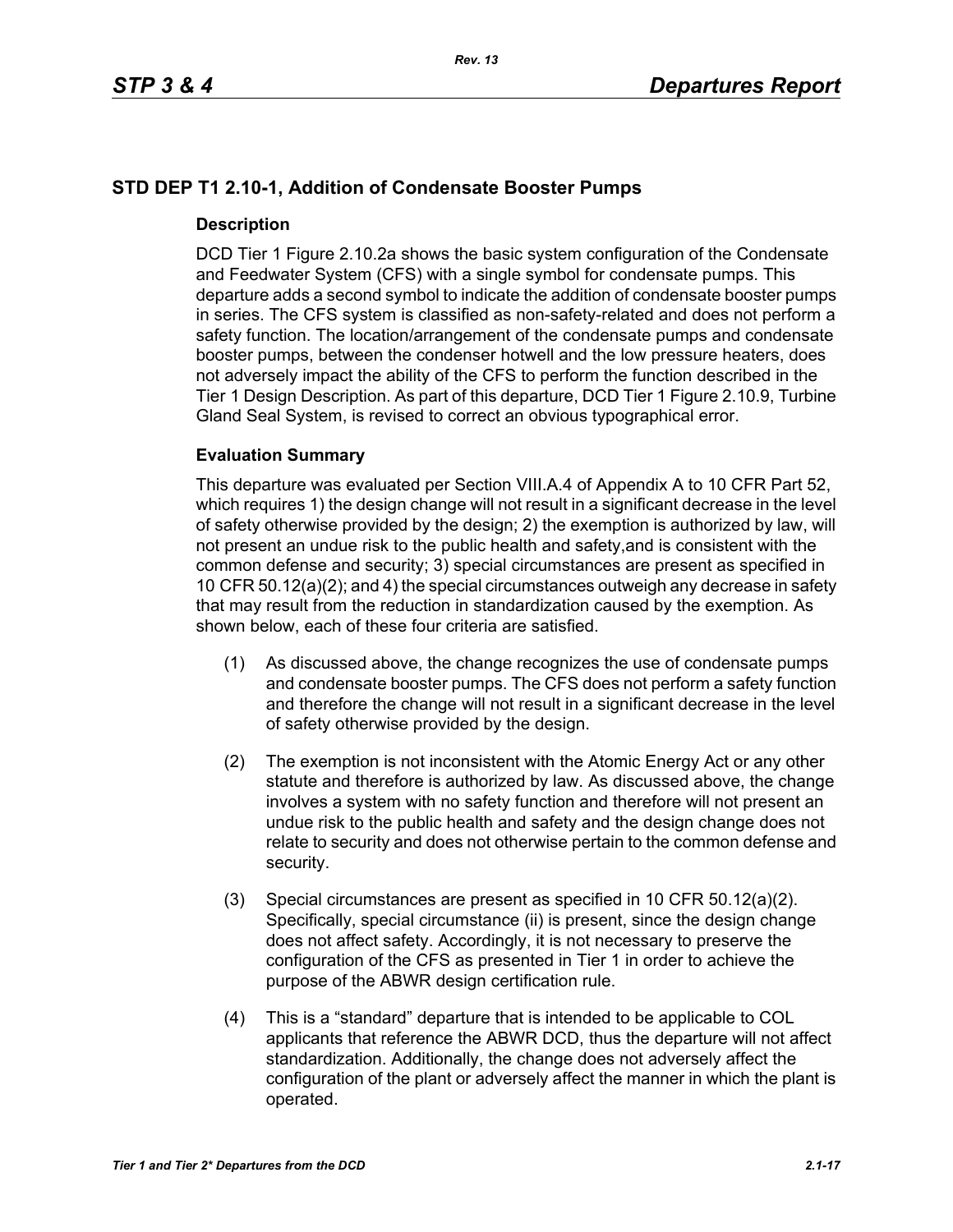## STD DEP T1 2.10-1, Addition of Condensate Booster Pumps

### Description

DCD Tier 1 Figure 2.10.2a shows the basic system configuration of the Condensate and Feedwater System (CFS) with a single symbol for condensate pumps. This departure adds a second symbol to indicate the addition of condensate booster pumps in series. The CFS system is classified as non-safety-related and does not perform a safety function. The location/arrangement of the condensate pumps and condensate booster pumps, between the condenser hotwell and the low pressure heaters, does not adversely impact the ability of the CFS to perform the function described in the Tier 1 Design Description. As part of this departure, DCD Tier 1 Figure 2.10.9, Turbine Gland Seal System, is revised to correct an obvious typographical error.

### Evaluation Summary

This departure was evaluated per Section VIII.A.4 of Appendix A to 10 CFR Part 52, which requires 1) the design change will not result in a significant decrease in the level of safety otherwise provided by the design; 2) the exemption is authorized by law, will not present an undue risk to the public health and safety,and is consistent with the common defense and security; 3) special circumstances are present as specified in 10 CFR 50.12(a)(2); and 4) the special circumstances outweigh any decrease in safety that may result from the reduction in standardization caused by the exemption. As shown below, each of these four criteria are satisfied.

(1) As discussed above, the change recognizes the use of condensate pumps and condensate booster pumps. The CFS does not perform a safety function and therefore the change will not result in a significant decrease in the level of safety otherwise provided by the design.

(2) The exemption is not inconsistent with the Atomic Energy Act or any other statute and therefore is authorized by law. As discussed above, the change involves a system with no safety function and therefore will not present an undue risk to the public health and safety and the design change does not relate to security and does not otherwise pertain to the common defense and security.

(3) Special circumstances are present as specified in 10 CFR 50.12(a)(2). Specifically, special circumstance (ii) is present, since the design change does not affect safety. Accordingly, it is not necessary to preserve the configuration of the CFS as presented in Tier 1 in order to achieve the purpose of the ABWR design certification rule.

(4) This is a “standard” departure that is intended to be applicable to COL applicants that reference the ABWR DCD, thus the departure will not affect standardization. Additionally, the change does not adversely affect the configuration of the plant or adversely affect the manner in which the plant is operated.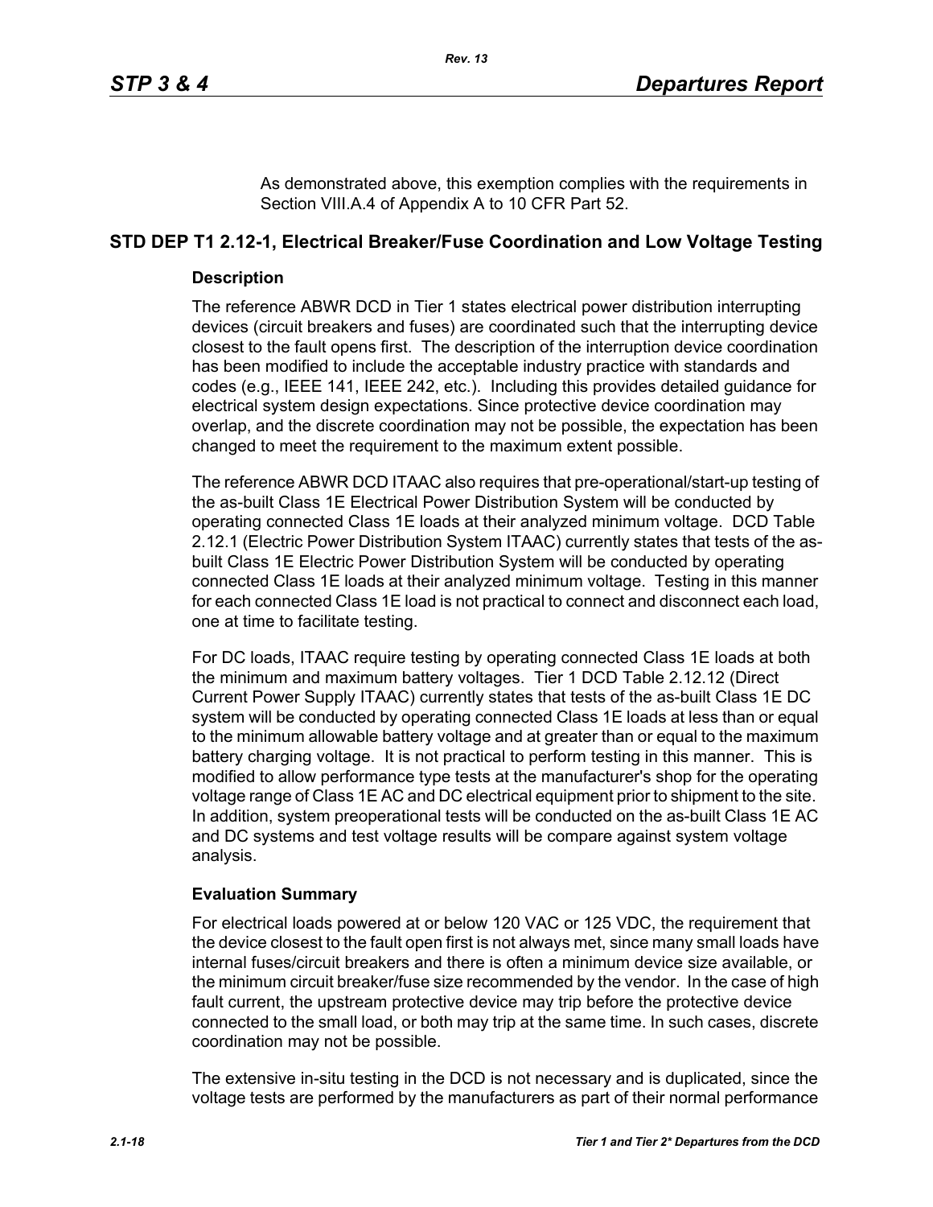As demonstrated above, this exemption complies with the requirements in Section VIII.A.4 of Appendix A to 10 CFR Part 52.

## STD DEP T1 2.12-1, Electrical Breaker/Fuse Coordination and Low Voltage Testing

### Description

The reference ABWR DCD in Tier 1 states electrical power distribution interrupting devices (circuit breakers and fuses) are coordinated such that the interrupting device closest to the fault opens first. The description of the interruption device coordination has been modified to include the acceptable industry practice with standards and codes (e.g., IEEE 141, IEEE 242, etc.). Including this provides detailed guidance for electrical system design expectations. Since protective device coordination may overlap, and the discrete coordination may not be possible, the expectation has been changed to meet the requirement to the maximum extent possible.

The reference ABWR DCD ITAAC also requires that pre-operational/start-up testing of the as-built Class 1E Electrical Power Distribution System will be conducted by operating connected Class 1E loads at their analyzed minimum voltage. DCD Table 2.12.1 (Electric Power Distribution System ITAAC) currently states that tests of the as-built Class 1E Electric Power Distribution System will be conducted by operating connected Class 1E loads at their analyzed minimum voltage. Testing in this manner for each connected Class 1E load is not practical to connect and disconnect each load, one at time to facilitate testing.

For DC loads, ITAAC require testing by operating connected Class 1E loads at both the minimum and maximum battery voltages. Tier 1 DCD Table 2.12.12 (Direct Current Power Supply ITAAC) currently states that tests of the as-built Class 1E DC system will be conducted by operating connected Class 1E loads at less than or equal to the minimum allowable battery voltage and at greater than or equal to the maximum battery charging voltage. It is not practical to perform testing in this manner. This is modified to allow performance type tests at the manufacturer's shop for the operating voltage range of Class 1E AC and DC electrical equipment prior to shipment to the site. In addition, system preoperational tests will be conducted on the as-built Class 1E AC and DC systems and test voltage results will be compare against system voltage analysis.

### Evaluation Summary

For electrical loads powered at or below 120 VAC or 125 VDC, the requirement that the device closest to the fault open first is not always met, since many small loads have internal fuses/circuit breakers and there is often a minimum device size available, or the minimum circuit breaker/fuse size recommended by the vendor. In the case of high fault current, the upstream protective device may trip before the protective device connected to the small load, or both may trip at the same time. In such cases, discrete coordination may not be possible.

The extensive in-situ testing in the DCD is not necessary and is duplicated, since the voltage tests are performed by the manufacturers as part of their normal performance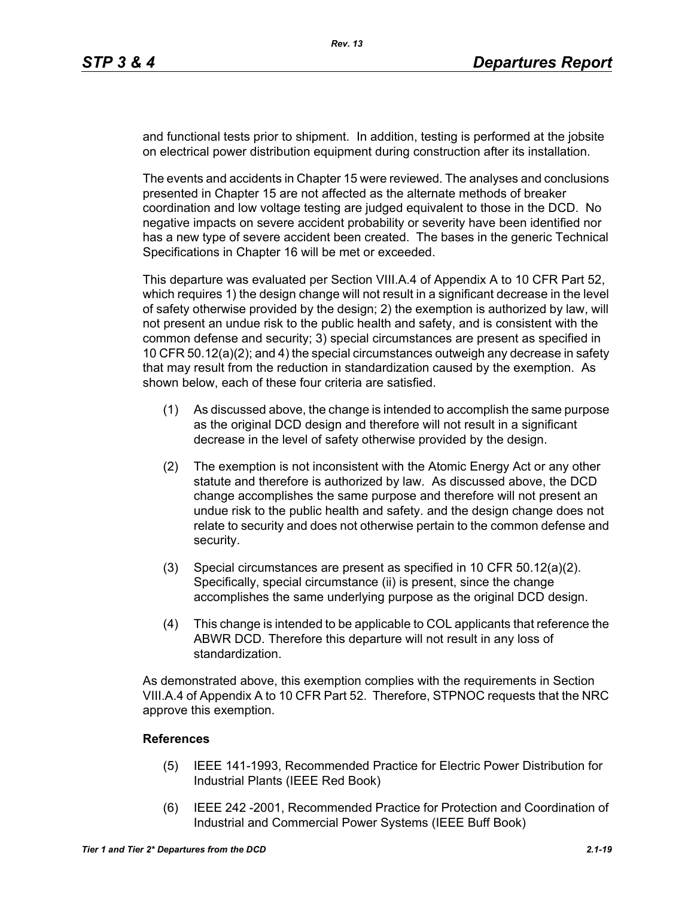and functional tests prior to shipment. In addition, testing is performed at the jobsite on electrical power distribution equipment during construction after its installation.

The events and accidents in Chapter 15 were reviewed. The analyses and conclusions presented in Chapter 15 are not affected as the alternate methods of breaker coordination and low voltage testing are judged equivalent to those in the DCD. No negative impacts on severe accident probability or severity have been identified nor has a new type of severe accident been created. The bases in the generic Technical Specifications in Chapter 16 will be met or exceeded.

This departure was evaluated per Section VIII.A.4 of Appendix A to 10 CFR Part 52, which requires 1) the design change will not result in a significant decrease in the level of safety otherwise provided by the design; 2) the exemption is authorized by law, will not present an undue risk to the public health and safety, and is consistent with the common defense and security; 3) special circumstances are present as specified in 10 CFR 50.12(a)(2); and 4) the special circumstances outweigh any decrease in safety that may result from the reduction in standardization caused by the exemption. As shown below, each of these four criteria are satisfied.

(1) As discussed above, the change is intended to accomplish the same purpose as the original DCD design and therefore will not result in a significant decrease in the level of safety otherwise provided by the design.

(2) The exemption is not inconsistent with the Atomic Energy Act or any other statute and therefore is authorized by law. As discussed above, the DCD change accomplishes the same purpose and therefore will not present an undue risk to the public health and safety. and the design change does not relate to security and does not otherwise pertain to the common defense and security.

(3) Special circumstances are present as specified in 10 CFR 50.12(a)(2). Specifically, special circumstance (ii) is present, since the change accomplishes the same underlying purpose as the original DCD design.

(4) This change is intended to be applicable to COL applicants that reference the ABWR DCD. Therefore this departure will not result in any loss of standardization.

As demonstrated above, this exemption complies with the requirements in Section VIII.A.4 of Appendix A to 10 CFR Part 52. Therefore, STPNOC requests that the NRC approve this exemption.

**References**

(5) IEEE 141-1993, Recommended Practice for Electric Power Distribution for Industrial Plants (IEEE Red Book)

(6) IEEE 242 -2001, Recommended Practice for Protection and Coordination of Industrial and Commercial Power Systems (IEEE Buff Book)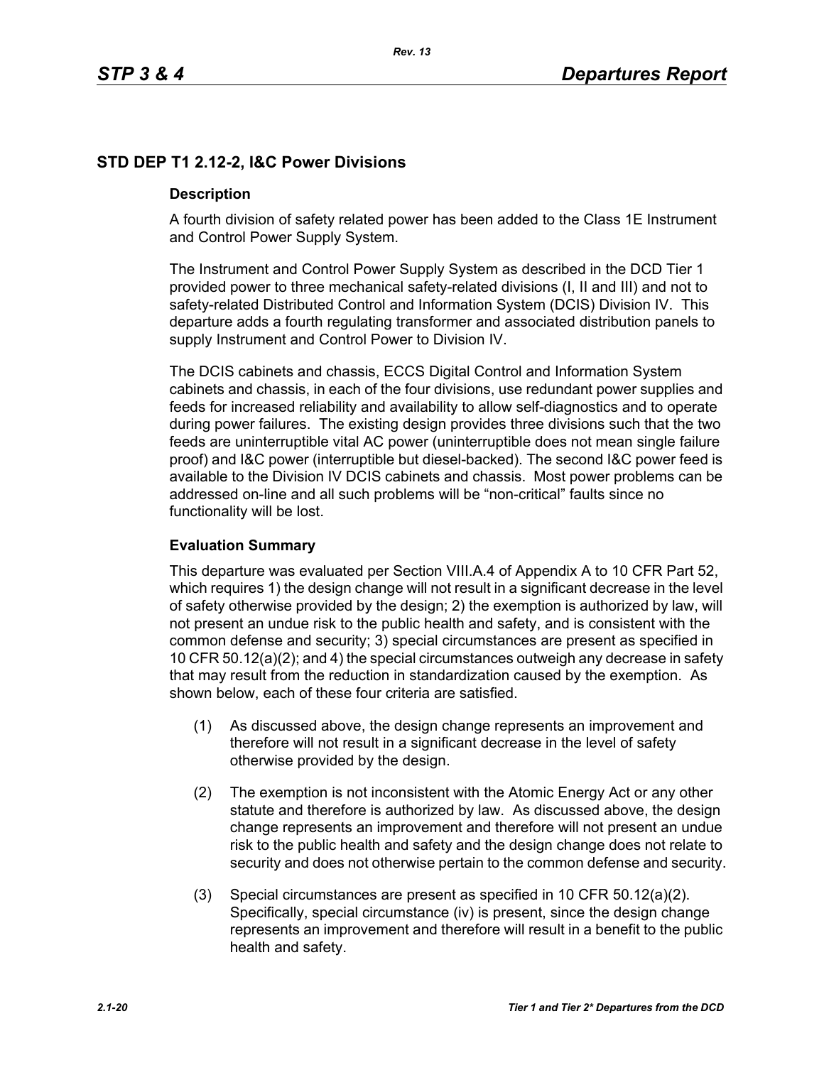## STD DEP T1 2.12-2, I&C Power Divisions

### Description

A fourth division of safety related power has been added to the Class 1E Instrument and Control Power Supply System.

The Instrument and Control Power Supply System as described in the DCD Tier 1 provided power to three mechanical safety-related divisions (I, II and III) and not to safety-related Distributed Control and Information System (DCIS) Division IV. This departure adds a fourth regulating transformer and associated distribution panels to supply Instrument and Control Power to Division IV.

The DCIS cabinets and chassis, ECCS Digital Control and Information System cabinets and chassis, in each of the four divisions, use redundant power supplies and feeds for increased reliability and availability to allow self-diagnostics and to operate during power failures. The existing design provides three divisions such that the two feeds are uninterruptible vital AC power (uninterruptible does not mean single failure proof) and I&C power (interruptible but diesel-backed). The second I&C power feed is available to the Division IV DCIS cabinets and chassis. Most power problems can be addressed on-line and all such problems will be "non-critical" faults since no functionality will be lost.

### Evaluation Summary

This departure was evaluated per Section VIII.A.4 of Appendix A to 10 CFR Part 52, which requires 1) the design change will not result in a significant decrease in the level of safety otherwise provided by the design; 2) the exemption is authorized by law, will not present an undue risk to the public health and safety, and is consistent with the common defense and security; 3) special circumstances are present as specified in 10 CFR 50.12(a)(2); and 4) the special circumstances outweigh any decrease in safety that may result from the reduction in standardization caused by the exemption. As shown below, each of these four criteria are satisfied.

(1) As discussed above, the design change represents an improvement and therefore will not result in a significant decrease in the level of safety otherwise provided by the design.

(2) The exemption is not inconsistent with the Atomic Energy Act or any other statute and therefore is authorized by law. As discussed above, the design change represents an improvement and therefore will not present an undue risk to the public health and safety and the design change does not relate to security and does not otherwise pertain to the common defense and security.

(3) Special circumstances are present as specified in 10 CFR 50.12(a)(2). Specifically, special circumstance (iv) is present, since the design change represents an improvement and therefore will result in a benefit to the public health and safety.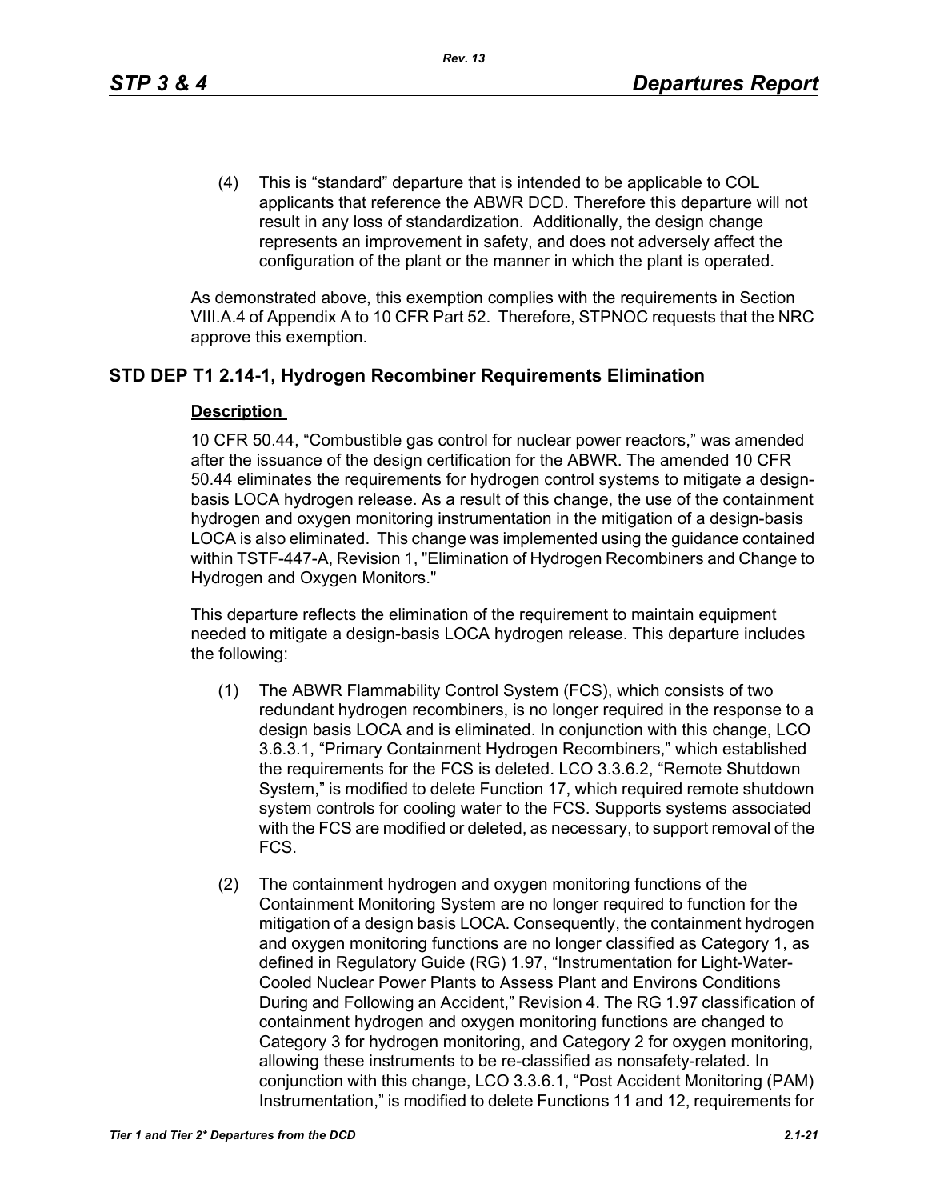(4) This is “standard” departure that is intended to be applicable to COL applicants that reference the ABWR DCD. Therefore this departure will not result in any loss of standardization. Additionally, the design change represents an improvement in safety, and does not adversely affect the configuration of the plant or the manner in which the plant is operated.

As demonstrated above, this exemption complies with the requirements in Section VIII.A.4 of Appendix A to 10 CFR Part 52. Therefore, STPNOC requests that the NRC approve this exemption.

## STD DEP T1 2.14-1, Hydrogen Recombiner Requirements Elimination

**Description**

10 CFR 50.44, “Combustible gas control for nuclear power reactors,” was amended after the issuance of the design certification for the ABWR. The amended 10 CFR 50.44 eliminates the requirements for hydrogen control systems to mitigate a design-basis LOCA hydrogen release. As a result of this change, the use of the containment hydrogen and oxygen monitoring instrumentation in the mitigation of a design-basis LOCA is also eliminated. This change was implemented using the guidance contained within TSTF-447-A, Revision 1, "Elimination of Hydrogen Recombiners and Change to Hydrogen and Oxygen Monitors."

This departure reflects the elimination of the requirement to maintain equipment needed to mitigate a design-basis LOCA hydrogen release. This departure includes the following:

(1) The ABWR Flammability Control System (FCS), which consists of two redundant hydrogen recombiners, is no longer required in the response to a design basis LOCA and is eliminated. In conjunction with this change, LCO 3.6.3.1, “Primary Containment Hydrogen Recombiners,” which established the requirements for the FCS is deleted. LCO 3.3.6.2, “Remote Shutdown System,” is modified to delete Function 17, which required remote shutdown system controls for cooling water to the FCS. Supports systems associated with the FCS are modified or deleted, as necessary, to support removal of the FCS.

(2) The containment hydrogen and oxygen monitoring functions of the Containment Monitoring System are no longer required to function for the mitigation of a design basis LOCA. Consequently, the containment hydrogen and oxygen monitoring functions are no longer classified as Category 1, as defined in Regulatory Guide (RG) 1.97, “Instrumentation for Light-Water-Cooled Nuclear Power Plants to Assess Plant and Environs Conditions During and Following an Accident,” Revision 4. The RG 1.97 classification of containment hydrogen and oxygen monitoring functions are changed to Category 3 for hydrogen monitoring, and Category 2 for oxygen monitoring, allowing these instruments to be re-classified as nonsafety-related. In conjunction with this change, LCO 3.3.6.1, “Post Accident Monitoring (PAM) Instrumentation,” is modified to delete Functions 11 and 12, requirements for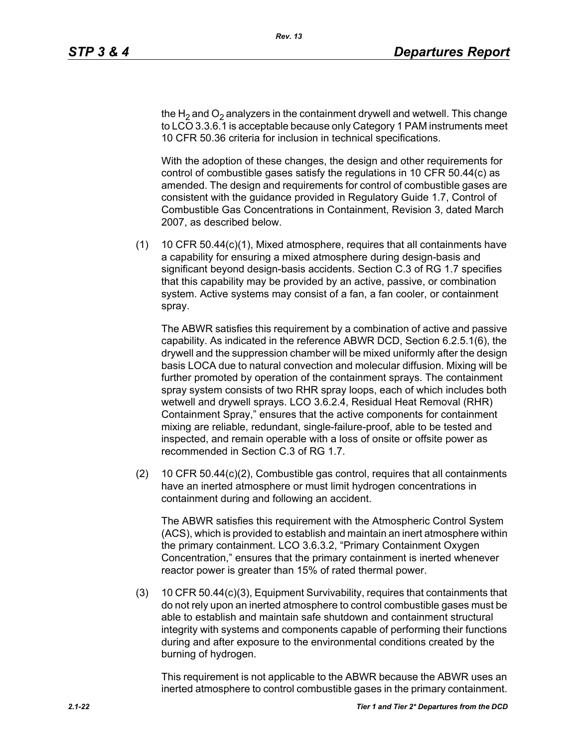the $H_2$ and $O_2$ analyzers in the containment drywell and wetwell. This change to LCO 3.3.6.1 is acceptable because only Category 1 PAM instruments meet 10 CFR 50.36 criteria for inclusion in technical specifications.

With the adoption of these changes, the design and other requirements for control of combustible gases satisfy the regulations in 10 CFR 50.44(c) as amended. The design and requirements for control of combustible gases are consistent with the guidance provided in Regulatory Guide 1.7, Control of Combustible Gas Concentrations in Containment, Revision 3, dated March 2007, as described below.

(1) 10 CFR 50.44(c)(1), Mixed atmosphere, requires that all containments have a capability for ensuring a mixed atmosphere during design-basis and significant beyond design-basis accidents. Section C.3 of RG 1.7 specifies that this capability may be provided by an active, passive, or combination system. Active systems may consist of a fan, a fan cooler, or containment spray.

   The ABWR satisfies this requirement by a combination of active and passive capability. As indicated in the reference ABWR DCD, Section 6.2.5.1(6), the drywell and the suppression chamber will be mixed uniformly after the design basis LOCA due to natural convection and molecular diffusion. Mixing will be further promoted by operation of the containment sprays. The containment spray system consists of two RHR spray loops, each of which includes both wetwell and drywell sprays. LCO 3.6.2.4, Residual Heat Removal (RHR) Containment Spray," ensures that the active components for containment mixing are reliable, redundant, single-failure-proof, able to be tested and inspected, and remain operable with a loss of onsite or offsite power as recommended in Section C.3 of RG 1.7.

(2) 10 CFR 50.44(c)(2), Combustible gas control, requires that all containments have an inerted atmosphere or must limit hydrogen concentrations in containment during and following an accident.

   The ABWR satisfies this requirement with the Atmospheric Control System (ACS), which is provided to establish and maintain an inert atmosphere within the primary containment. LCO 3.6.3.2, "Primary Containment Oxygen Concentration," ensures that the primary containment is inerted whenever reactor power is greater than 15% of rated thermal power.

(3) 10 CFR 50.44(c)(3), Equipment Survivability, requires that containments that do not rely upon an inerted atmosphere to control combustible gases must be able to establish and maintain safe shutdown and containment structural integrity with systems and components capable of performing their functions during and after exposure to the environmental conditions created by the burning of hydrogen.

   This requirement is not applicable to the ABWR because the ABWR uses an inerted atmosphere to control combustible gases in the primary containment.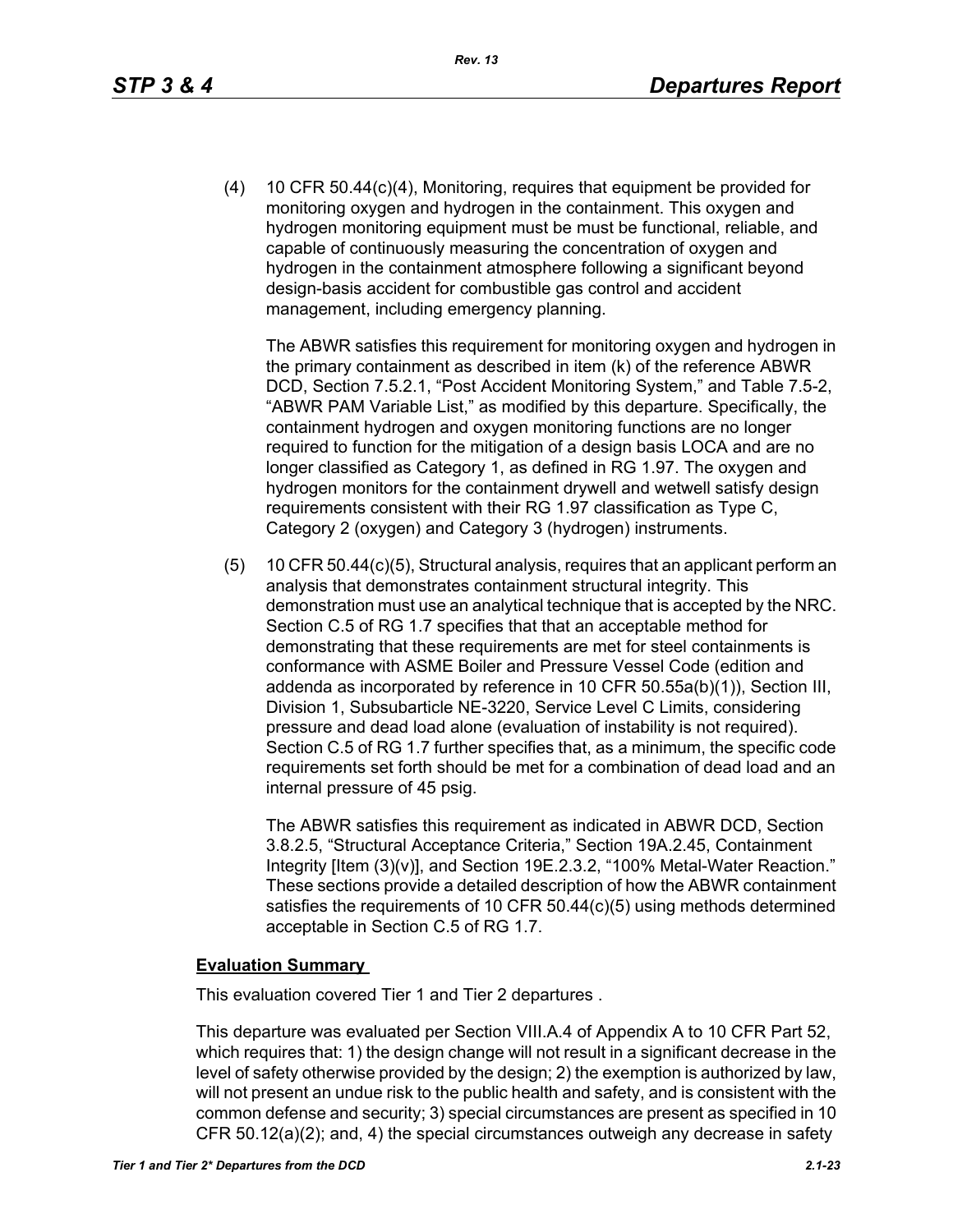(4) 10 CFR 50.44(c)(4), Monitoring, requires that equipment be provided for monitoring oxygen and hydrogen in the containment. This oxygen and hydrogen monitoring equipment must be must be functional, reliable, and capable of continuously measuring the concentration of oxygen and hydrogen in the containment atmosphere following a significant beyond design-basis accident for combustible gas control and accident management, including emergency planning.

   The ABWR satisfies this requirement for monitoring oxygen and hydrogen in the primary containment as described in item (k) of the reference ABWR DCD, Section 7.5.2.1, "Post Accident Monitoring System," and Table 7.5-2, "ABWR PAM Variable List," as modified by this departure. Specifically, the containment hydrogen and oxygen monitoring functions are no longer required to function for the mitigation of a design basis LOCA and are no longer classified as Category 1, as defined in RG 1.97. The oxygen and hydrogen monitors for the containment drywell and wetwell satisfy design requirements consistent with their RG 1.97 classification as Type C, Category 2 (oxygen) and Category 3 (hydrogen) instruments.

(5) 10 CFR 50.44(c)(5), Structural analysis, requires that an applicant perform an analysis that demonstrates containment structural integrity. This demonstration must use an analytical technique that is accepted by the NRC. Section C.5 of RG 1.7 specifies that that an acceptable method for demonstrating that these requirements are met for steel containments is conformance with ASME Boiler and Pressure Vessel Code (edition and addenda as incorporated by reference in 10 CFR 50.55a(b)(1)), Section III, Division 1, Subsubarticle NE-3220, Service Level C Limits, considering pressure and dead load alone (evaluation of instability is not required). Section C.5 of RG 1.7 further specifies that, as a minimum, the specific code requirements set forth should be met for a combination of dead load and an internal pressure of 45 psig.

   The ABWR satisfies this requirement as indicated in ABWR DCD, Section 3.8.2.5, "Structural Acceptance Criteria," Section 19A.2.45, Containment Integrity [Item (3)(v)], and Section 19E.2.3.2, "100% Metal-Water Reaction." These sections provide a detailed description of how the ABWR containment satisfies the requirements of 10 CFR 50.44(c)(5) using methods determined acceptable in Section C.5 of RG 1.7.

**Evaluation Summary**

This evaluation covered Tier 1 and Tier 2 departures .

This departure was evaluated per Section VIII.A.4 of Appendix A to 10 CFR Part 52, which requires that: 1) the design change will not result in a significant decrease in the level of safety otherwise provided by the design; 2) the exemption is authorized by law, will not present an undue risk to the public health and safety, and is consistent with the common defense and security; 3) special circumstances are present as specified in 10 CFR 50.12(a)(2); and, 4) the special circumstances outweigh any decrease in safety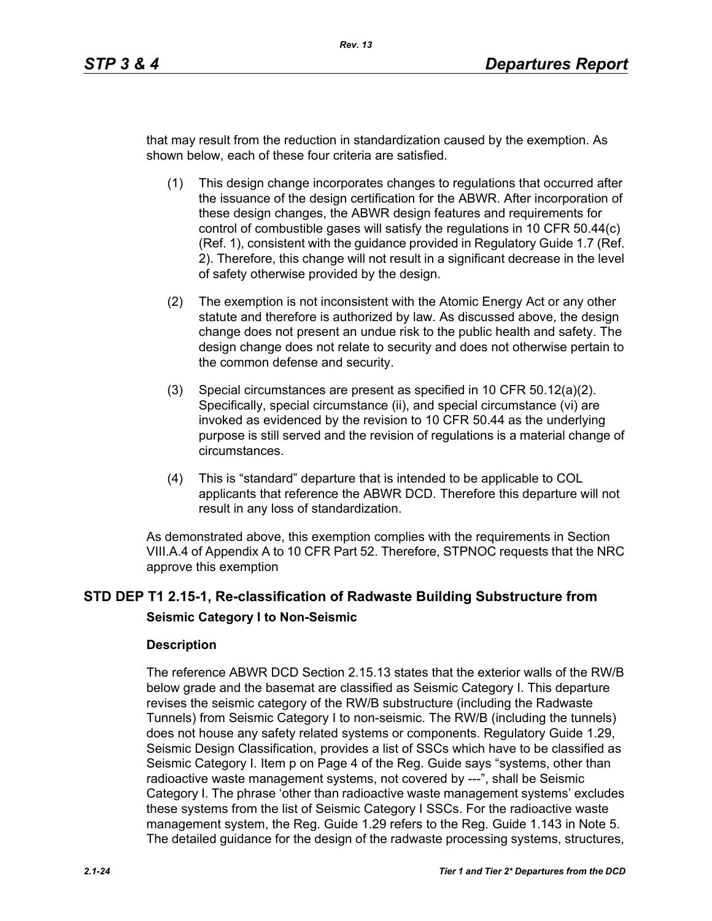that may result from the reduction in standardization caused by the exemption. As shown below, each of these four criteria are satisfied.

(1) This design change incorporates changes to regulations that occurred after the issuance of the design certification for the ABWR. After incorporation of these design changes, the ABWR design features and requirements for control of combustible gases will satisfy the regulations in 10 CFR 50.44(c) (Ref. 1), consistent with the guidance provided in Regulatory Guide 1.7 (Ref. 2). Therefore, this change will not result in a significant decrease in the level of safety otherwise provided by the design.

(2) The exemption is not inconsistent with the Atomic Energy Act or any other statute and therefore is authorized by law. As discussed above, the design change does not present an undue risk to the public health and safety. The design change does not relate to security and does not otherwise pertain to the common defense and security.

(3) Special circumstances are present as specified in 10 CFR 50.12(a)(2). Specifically, special circumstance (ii), and special circumstance (vi) are invoked as evidenced by the revision to 10 CFR 50.44 as the underlying purpose is still served and the revision of regulations is a material change of circumstances.

(4) This is "standard" departure that is intended to be applicable to COL applicants that reference the ABWR DCD. Therefore this departure will not result in any loss of standardization.

As demonstrated above, this exemption complies with the requirements in Section VIII.A.4 of Appendix A to 10 CFR Part 52. Therefore, STPNOC requests that the NRC approve this exemption

## STD DEP T1 2.15-1, Re-classification of Radwaste Building Substructure from Seismic Category I to Non-Seismic

### Description

The reference ABWR DCD Section 2.15.13 states that the exterior walls of the RW/B below grade and the basemat are classified as Seismic Category I. This departure revises the seismic category of the RW/B substructure (including the Radwaste Tunnels) from Seismic Category I to non-seismic. The RW/B (including the tunnels) does not house any safety related systems or components. Regulatory Guide 1.29, Seismic Design Classification, provides a list of SSCs which have to be classified as Seismic Category I. Item p on Page 4 of the Reg. Guide says "systems, other than radioactive waste management systems, not covered by ---", shall be Seismic Category I. The phrase 'other than radioactive waste management systems' excludes these systems from the list of Seismic Category I SSCs. For the radioactive waste management system, the Reg. Guide 1.29 refers to the Reg. Guide 1.143 in Note 5. The detailed guidance for the design of the radwaste processing systems, structures,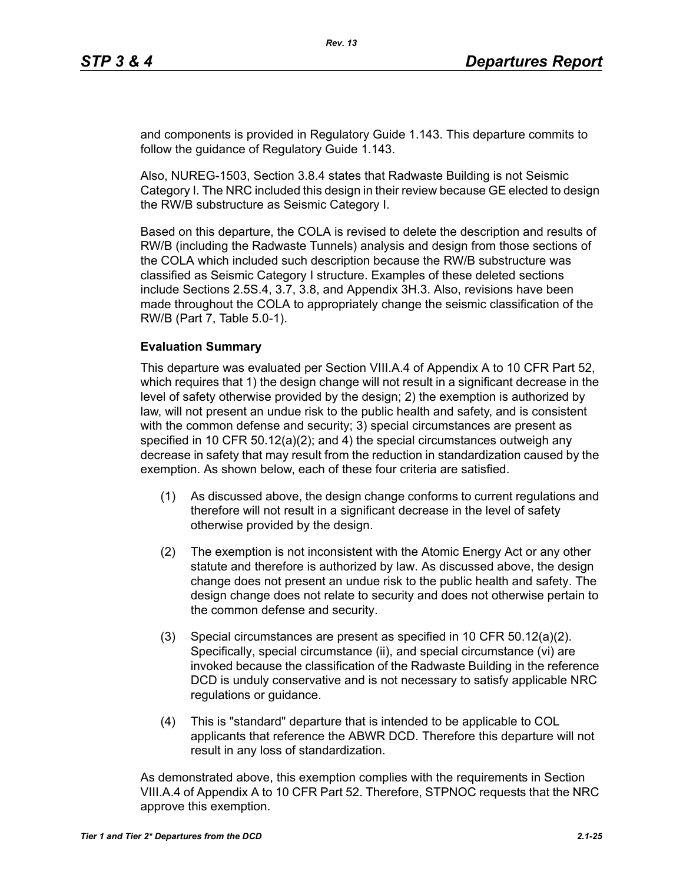and components is provided in Regulatory Guide 1.143. This departure commits to follow the guidance of Regulatory Guide 1.143.

Also, NUREG-1503, Section 3.8.4 states that Radwaste Building is not Seismic Category I. The NRC included this design in their review because GE elected to design the RW/B substructure as Seismic Category I.

Based on this departure, the COLA is revised to delete the description and results of RW/B (including the Radwaste Tunnels) analysis and design from those sections of the COLA which included such description because the RW/B substructure was classified as Seismic Category I structure. Examples of these deleted sections include Sections 2.5S.4, 3.7, 3.8, and Appendix 3H.3. Also, revisions have been made throughout the COLA to appropriately change the seismic classification of the RW/B (Part 7, Table 5.0-1).

**Evaluation Summary**

This departure was evaluated per Section VIII.A.4 of Appendix A to 10 CFR Part 52, which requires that 1) the design change will not result in a significant decrease in the level of safety otherwise provided by the design; 2) the exemption is authorized by law, will not present an undue risk to the public health and safety, and is consistent with the common defense and security; 3) special circumstances are present as specified in 10 CFR 50.12(a)(2); and 4) the special circumstances outweigh any decrease in safety that may result from the reduction in standardization caused by the exemption. As shown below, each of these four criteria are satisfied.

(1) As discussed above, the design change conforms to current regulations and therefore will not result in a significant decrease in the level of safety otherwise provided by the design.

(2) The exemption is not inconsistent with the Atomic Energy Act or any other statute and therefore is authorized by law. As discussed above, the design change does not present an undue risk to the public health and safety. The design change does not relate to security and does not otherwise pertain to the common defense and security.

(3) Special circumstances are present as specified in 10 CFR 50.12(a)(2). Specifically, special circumstance (ii), and special circumstance (vi) are invoked because the classification of the Radwaste Building in the reference DCD is unduly conservative and is not necessary to satisfy applicable NRC regulations or guidance.

(4) This is "standard" departure that is intended to be applicable to COL applicants that reference the ABWR DCD. Therefore this departure will not result in any loss of standardization.

As demonstrated above, this exemption complies with the requirements in Section VIII.A.4 of Appendix A to 10 CFR Part 52. Therefore, STPNOC requests that the NRC approve this exemption.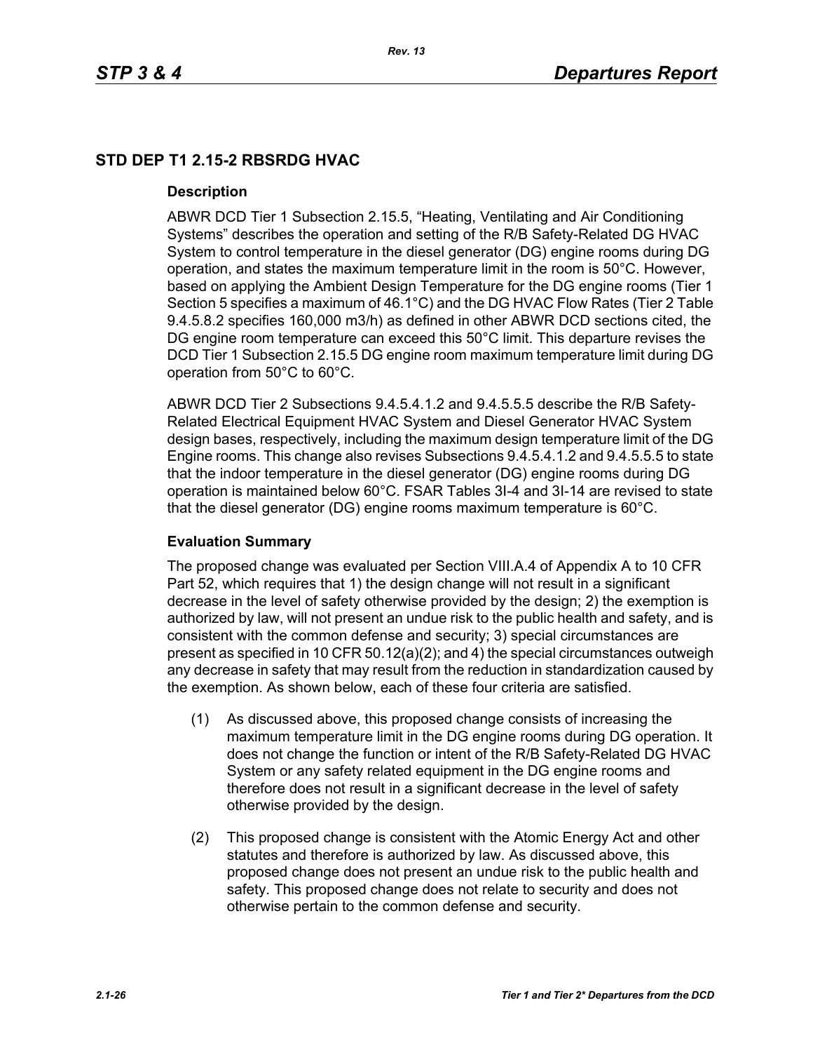## STD DEP T1 2.15-2 RBSRDG HVAC

### Description

ABWR DCD Tier 1 Subsection 2.15.5, "Heating, Ventilating and Air Conditioning Systems" describes the operation and setting of the R/B Safety-Related DG HVAC System to control temperature in the diesel generator (DG) engine rooms during DG operation, and states the maximum temperature limit in the room is 50°C. However, based on applying the Ambient Design Temperature for the DG engine rooms (Tier 1 Section 5 specifies a maximum of 46.1°C) and the DG HVAC Flow Rates (Tier 2 Table 9.4.5.8.2 specifies 160,000 m3/h) as defined in other ABWR DCD sections cited, the DG engine room temperature can exceed this 50°C limit. This departure revises the DCD Tier 1 Subsection 2.15.5 DG engine room maximum temperature limit during DG operation from 50°C to 60°C.

ABWR DCD Tier 2 Subsections 9.4.5.4.1.2 and 9.4.5.5.5 describe the R/B Safety-Related Electrical Equipment HVAC System and Diesel Generator HVAC System design bases, respectively, including the maximum design temperature limit of the DG Engine rooms. This change also revises Subsections 9.4.5.4.1.2 and 9.4.5.5.5 to state that the indoor temperature in the diesel generator (DG) engine rooms during DG operation is maintained below 60°C. FSAR Tables 3I-4 and 3I-14 are revised to state that the diesel generator (DG) engine rooms maximum temperature is 60°C.

### Evaluation Summary

The proposed change was evaluated per Section VIII.A.4 of Appendix A to 10 CFR Part 52, which requires that 1) the design change will not result in a significant decrease in the level of safety otherwise provided by the design; 2) the exemption is authorized by law, will not present an undue risk to the public health and safety, and is consistent with the common defense and security; 3) special circumstances are present as specified in 10 CFR 50.12(a)(2); and 4) the special circumstances outweigh any decrease in safety that may result from the reduction in standardization caused by the exemption. As shown below, each of these four criteria are satisfied.

(1) As discussed above, this proposed change consists of increasing the maximum temperature limit in the DG engine rooms during DG operation. It does not change the function or intent of the R/B Safety-Related DG HVAC System or any safety related equipment in the DG engine rooms and therefore does not result in a significant decrease in the level of safety otherwise provided by the design.

(2) This proposed change is consistent with the Atomic Energy Act and other statutes and therefore is authorized by law. As discussed above, this proposed change does not present an undue risk to the public health and safety. This proposed change does not relate to security and does not otherwise pertain to the common defense and security.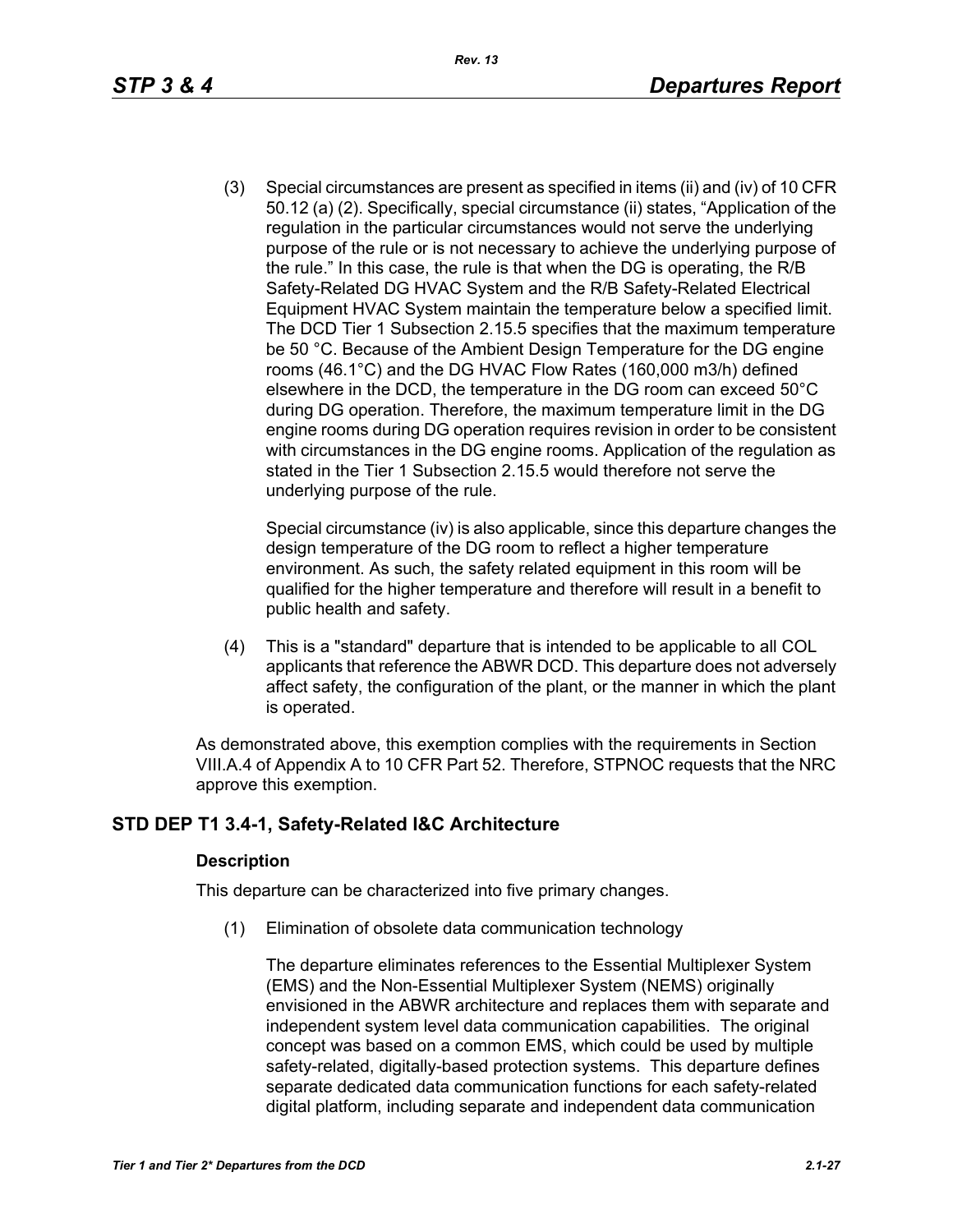(3) Special circumstances are present as specified in items (ii) and (iv) of 10 CFR 50.12 (a) (2). Specifically, special circumstance (ii) states, "Application of the regulation in the particular circumstances would not serve the underlying purpose of the rule or is not necessary to achieve the underlying purpose of the rule." In this case, the rule is that when the DG is operating, the R/B Safety-Related DG HVAC System and the R/B Safety-Related Electrical Equipment HVAC System maintain the temperature below a specified limit. The DCD Tier 1 Subsection 2.15.5 specifies that the maximum temperature be 50 °C. Because of the Ambient Design Temperature for the DG engine rooms (46.1°C) and the DG HVAC Flow Rates (160,000 m3/h) defined elsewhere in the DCD, the temperature in the DG room can exceed 50°C during DG operation. Therefore, the maximum temperature limit in the DG engine rooms during DG operation requires revision in order to be consistent with circumstances in the DG engine rooms. Application of the regulation as stated in the Tier 1 Subsection 2.15.5 would therefore not serve the underlying purpose of the rule.

    Special circumstance (iv) is also applicable, since this departure changes the design temperature of the DG room to reflect a higher temperature environment. As such, the safety related equipment in this room will be qualified for the higher temperature and therefore will result in a benefit to public health and safety.

(4) This is a "standard" departure that is intended to be applicable to all COL applicants that reference the ABWR DCD. This departure does not adversely affect safety, the configuration of the plant, or the manner in which the plant is operated.

As demonstrated above, this exemption complies with the requirements in Section VIII.A.4 of Appendix A to 10 CFR Part 52. Therefore, STPNOC requests that the NRC approve this exemption.

## STD DEP T1 3.4-1, Safety-Related I&C Architecture

### Description

This departure can be characterized into five primary changes.

(1) Elimination of obsolete data communication technology

    The departure eliminates references to the Essential Multiplexer System (EMS) and the Non-Essential Multiplexer System (NEMS) originally envisioned in the ABWR architecture and replaces them with separate and independent system level data communication capabilities. The original concept was based on a common EMS, which could be used by multiple safety-related, digitally-based protection systems. This departure defines separate dedicated data communication functions for each safety-related digital platform, including separate and independent data communication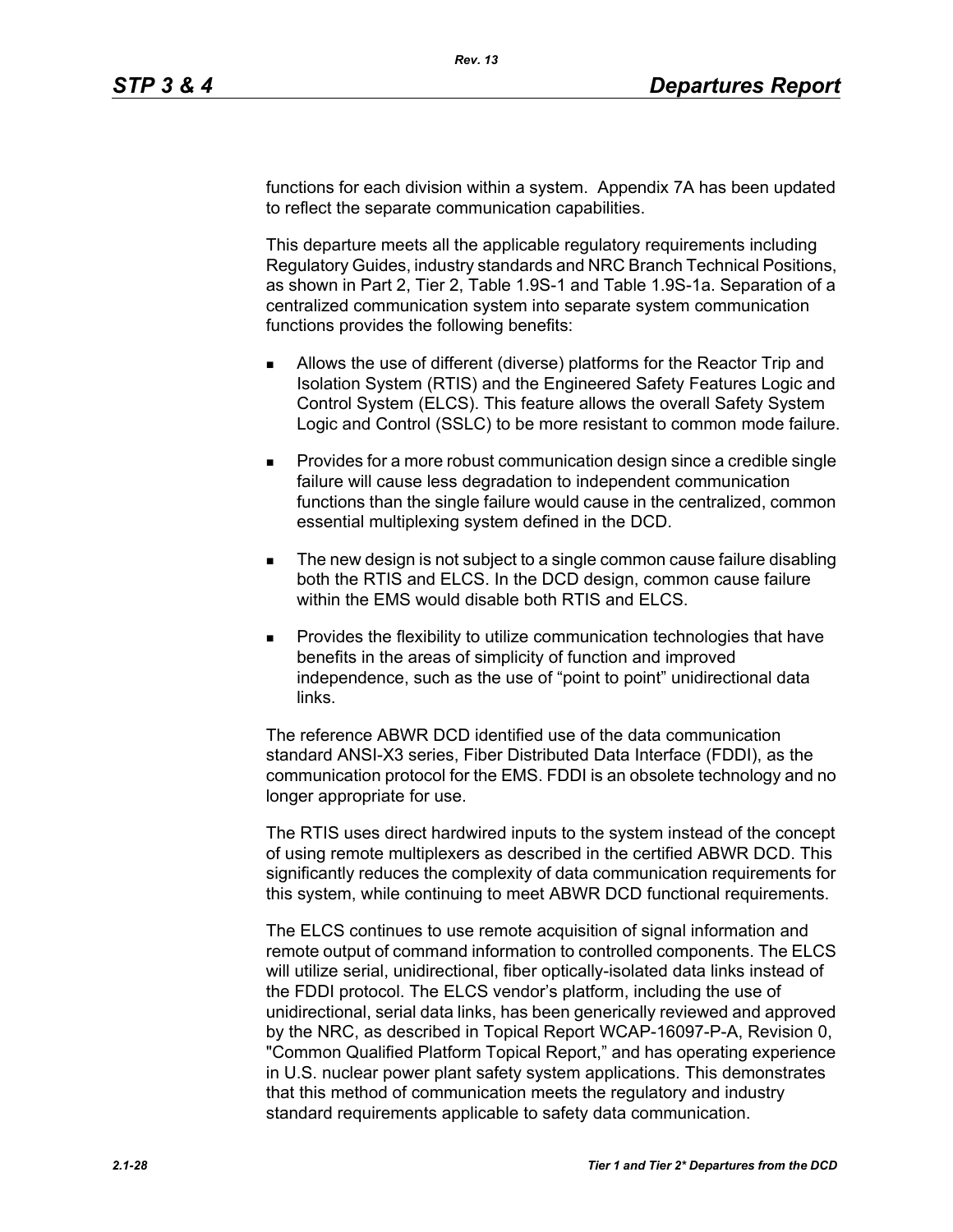functions for each division within a system. Appendix 7A has been updated to reflect the separate communication capabilities.

This departure meets all the applicable regulatory requirements including Regulatory Guides, industry standards and NRC Branch Technical Positions, as shown in Part 2, Tier 2, Table 1.9S-1 and Table 1.9S-1a. Separation of a centralized communication system into separate system communication functions provides the following benefits:

- Allows the use of different (diverse) platforms for the Reactor Trip and Isolation System (RTIS) and the Engineered Safety Features Logic and Control System (ELCS). This feature allows the overall Safety System Logic and Control (SSLC) to be more resistant to common mode failure.
- Provides for a more robust communication design since a credible single failure will cause less degradation to independent communication functions than the single failure would cause in the centralized, common essential multiplexing system defined in the DCD.
- The new design is not subject to a single common cause failure disabling both the RTIS and ELCS. In the DCD design, common cause failure within the EMS would disable both RTIS and ELCS.
- Provides the flexibility to utilize communication technologies that have benefits in the areas of simplicity of function and improved independence, such as the use of “point to point” unidirectional data links.

The reference ABWR DCD identified use of the data communication standard ANSI-X3 series, Fiber Distributed Data Interface (FDDI), as the communication protocol for the EMS. FDDI is an obsolete technology and no longer appropriate for use.

The RTIS uses direct hardwired inputs to the system instead of the concept of using remote multiplexers as described in the certified ABWR DCD. This significantly reduces the complexity of data communication requirements for this system, while continuing to meet ABWR DCD functional requirements.

The ELCS continues to use remote acquisition of signal information and remote output of command information to controlled components. The ELCS will utilize serial, unidirectional, fiber optically-isolated data links instead of the FDDI protocol. The ELCS vendor’s platform, including the use of unidirectional, serial data links, has been generically reviewed and approved by the NRC, as described in Topical Report WCAP-16097-P-A, Revision 0, "Common Qualified Platform Topical Report," and has operating experience in U.S. nuclear power plant safety system applications. This demonstrates that this method of communication meets the regulatory and industry standard requirements applicable to safety data communication.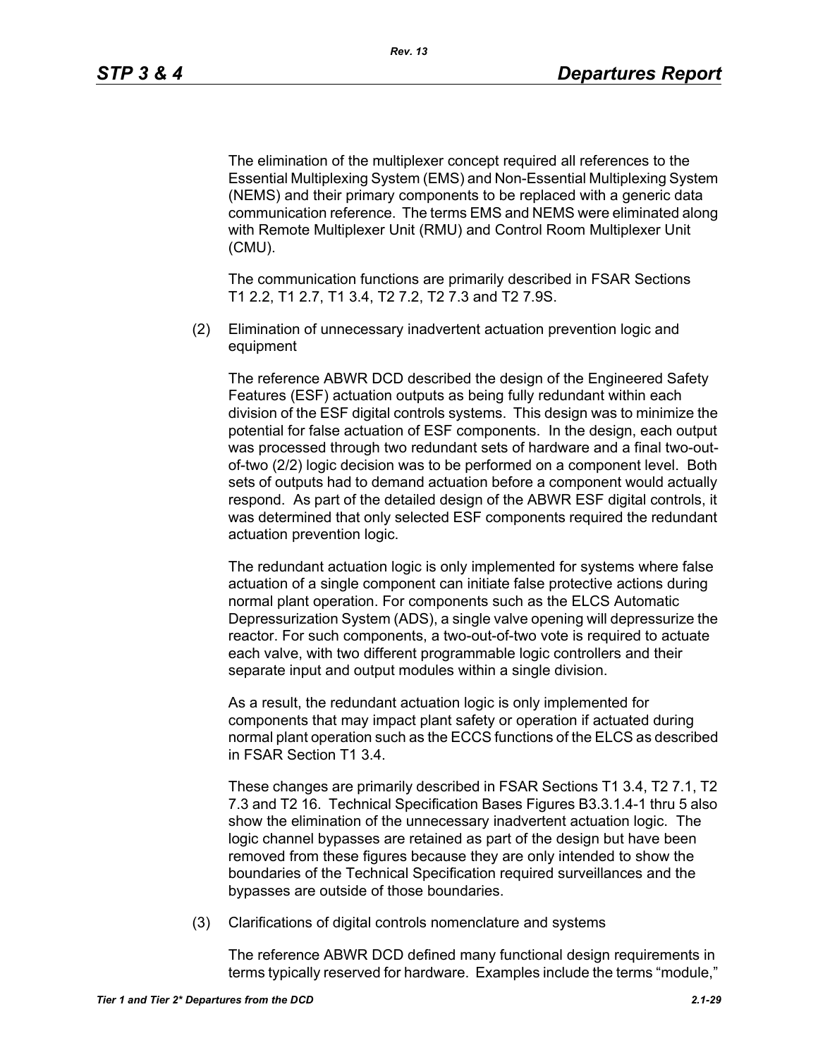The elimination of the multiplexer concept required all references to the Essential Multiplexing System (EMS) and Non-Essential Multiplexing System (NEMS) and their primary components to be replaced with a generic data communication reference. The terms EMS and NEMS were eliminated along with Remote Multiplexer Unit (RMU) and Control Room Multiplexer Unit (CMU).

The communication functions are primarily described in FSAR Sections T1 2.2, T1 2.7, T1 3.4, T2 7.2, T2 7.3 and T2 7.9S.

(2) Elimination of unnecessary inadvertent actuation prevention logic and equipment

The reference ABWR DCD described the design of the Engineered Safety Features (ESF) actuation outputs as being fully redundant within each division of the ESF digital controls systems. This design was to minimize the potential for false actuation of ESF components. In the design, each output was processed through two redundant sets of hardware and a final two-out-of-two (2/2) logic decision was to be performed on a component level. Both sets of outputs had to demand actuation before a component would actually respond. As part of the detailed design of the ABWR ESF digital controls, it was determined that only selected ESF components required the redundant actuation prevention logic.

The redundant actuation logic is only implemented for systems where false actuation of a single component can initiate false protective actions during normal plant operation. For components such as the ELCS Automatic Depressurization System (ADS), a single valve opening will depressurize the reactor. For such components, a two-out-of-two vote is required to actuate each valve, with two different programmable logic controllers and their separate input and output modules within a single division.

As a result, the redundant actuation logic is only implemented for components that may impact plant safety or operation if actuated during normal plant operation such as the ECCS functions of the ELCS as described in FSAR Section T1 3.4.

These changes are primarily described in FSAR Sections T1 3.4, T2 7.1, T2 7.3 and T2 16. Technical Specification Bases Figures B3.3.1.4-1 thru 5 also show the elimination of the unnecessary inadvertent actuation logic. The logic channel bypasses are retained as part of the design but have been removed from these figures because they are only intended to show the boundaries of the Technical Specification required surveillances and the bypasses are outside of those boundaries.

(3) Clarifications of digital controls nomenclature and systems

The reference ABWR DCD defined many functional design requirements in terms typically reserved for hardware. Examples include the terms "module,"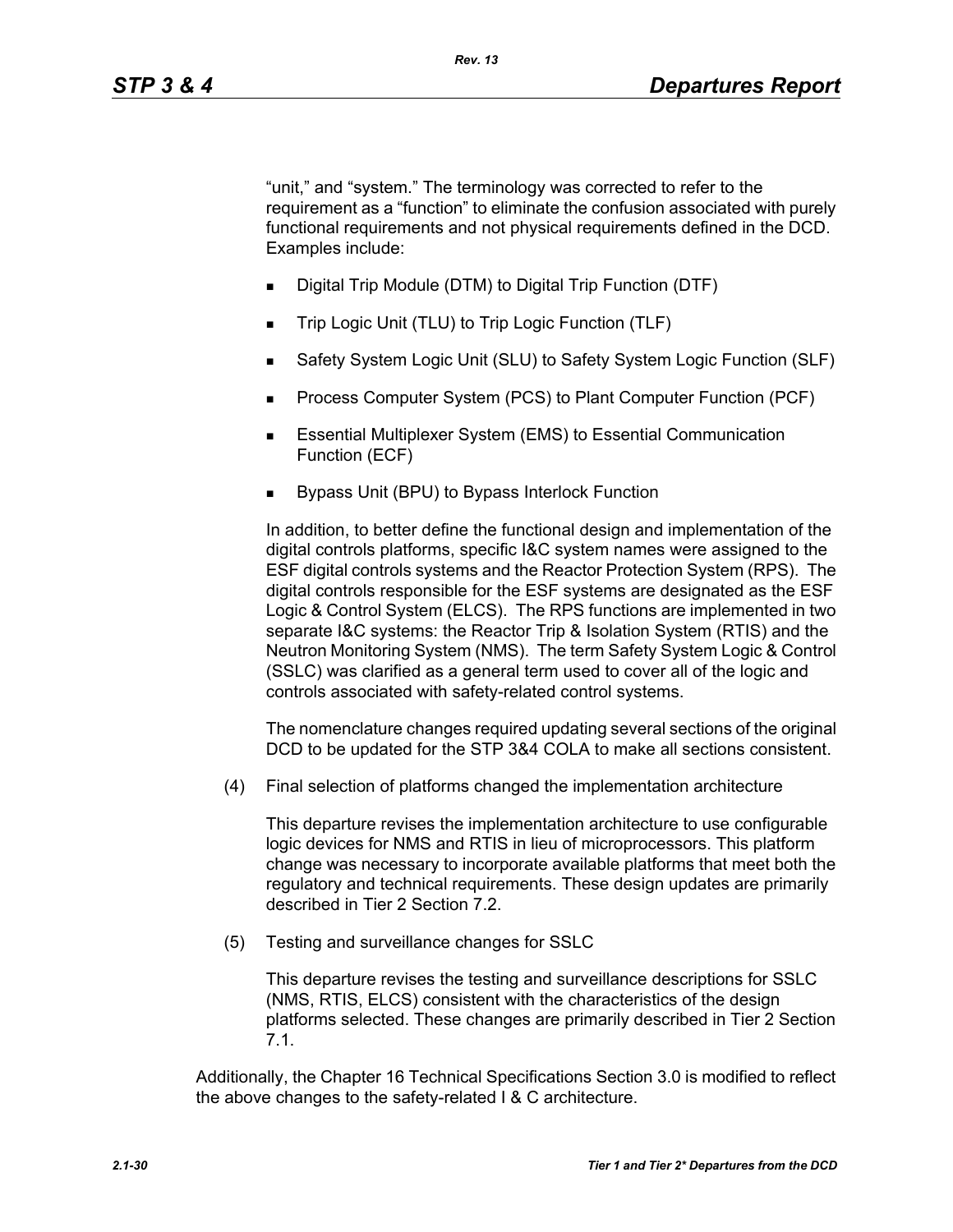"unit," and "system." The terminology was corrected to refer to the requirement as a "function" to eliminate the confusion associated with purely functional requirements and not physical requirements defined in the DCD. Examples include:

- Digital Trip Module (DTM) to Digital Trip Function (DTF)
- Trip Logic Unit (TLU) to Trip Logic Function (TLF)
- Safety System Logic Unit (SLU) to Safety System Logic Function (SLF)
- Process Computer System (PCS) to Plant Computer Function (PCF)
- Essential Multiplexer System (EMS) to Essential Communication Function (ECF)
- Bypass Unit (BPU) to Bypass Interlock Function

In addition, to better define the functional design and implementation of the digital controls platforms, specific I&C system names were assigned to the ESF digital controls systems and the Reactor Protection System (RPS). The digital controls responsible for the ESF systems are designated as the ESF Logic & Control System (ELCS). The RPS functions are implemented in two separate I&C systems: the Reactor Trip & Isolation System (RTIS) and the Neutron Monitoring System (NMS). The term Safety System Logic & Control (SSLC) was clarified as a general term used to cover all of the logic and controls associated with safety-related control systems.

The nomenclature changes required updating several sections of the original DCD to be updated for the STP 3&4 COLA to make all sections consistent.

(4) Final selection of platforms changed the implementation architecture

This departure revises the implementation architecture to use configurable logic devices for NMS and RTIS in lieu of microprocessors. This platform change was necessary to incorporate available platforms that meet both the regulatory and technical requirements. These design updates are primarily described in Tier 2 Section 7.2.

(5) Testing and surveillance changes for SSLC

This departure revises the testing and surveillance descriptions for SSLC (NMS, RTIS, ELCS) consistent with the characteristics of the design platforms selected. These changes are primarily described in Tier 2 Section 7.1.

Additionally, the Chapter 16 Technical Specifications Section 3.0 is modified to reflect the above changes to the safety-related I & C architecture.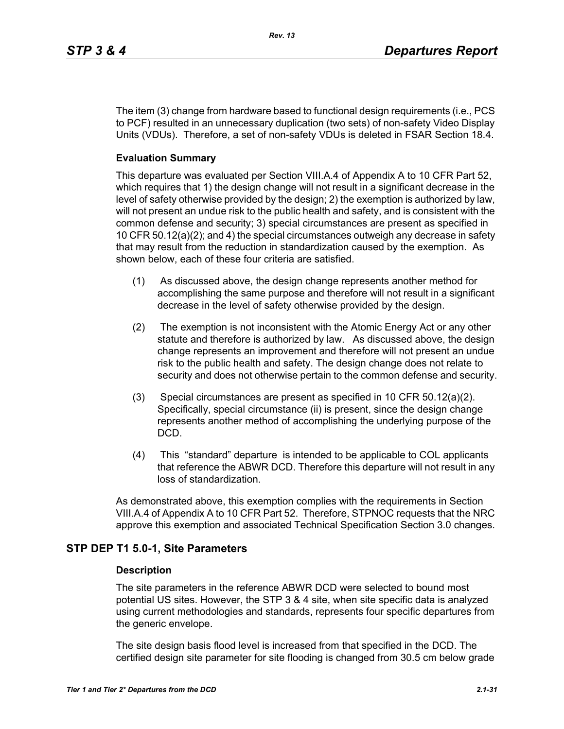The item (3) change from hardware based to functional design requirements (i.e., PCS to PCF) resulted in an unnecessary duplication (two sets) of non-safety Video Display Units (VDUs). Therefore, a set of non-safety VDUs is deleted in FSAR Section 18.4.

**Evaluation Summary**

This departure was evaluated per Section VIII.A.4 of Appendix A to 10 CFR Part 52, which requires that 1) the design change will not result in a significant decrease in the level of safety otherwise provided by the design; 2) the exemption is authorized by law, will not present an undue risk to the public health and safety, and is consistent with the common defense and security; 3) special circumstances are present as specified in 10 CFR 50.12(a)(2); and 4) the special circumstances outweigh any decrease in safety that may result from the reduction in standardization caused by the exemption. As shown below, each of these four criteria are satisfied.

(1) As discussed above, the design change represents another method for accomplishing the same purpose and therefore will not result in a significant decrease in the level of safety otherwise provided by the design.

(2) The exemption is not inconsistent with the Atomic Energy Act or any other statute and therefore is authorized by law. As discussed above, the design change represents an improvement and therefore will not present an undue risk to the public health and safety. The design change does not relate to security and does not otherwise pertain to the common defense and security.

(3) Special circumstances are present as specified in 10 CFR 50.12(a)(2). Specifically, special circumstance (ii) is present, since the design change represents another method of accomplishing the underlying purpose of the DCD.

(4) This "standard" departure is intended to be applicable to COL applicants that reference the ABWR DCD. Therefore this departure will not result in any loss of standardization.

As demonstrated above, this exemption complies with the requirements in Section VIII.A.4 of Appendix A to 10 CFR Part 52. Therefore, STPNOC requests that the NRC approve this exemption and associated Technical Specification Section 3.0 changes.

## STP DEP T1 5.0-1, Site Parameters

**Description**

The site parameters in the reference ABWR DCD were selected to bound most potential US sites. However, the STP 3 & 4 site, when site specific data is analyzed using current methodologies and standards, represents four specific departures from the generic envelope.

The site design basis flood level is increased from that specified in the DCD. The certified design site parameter for site flooding is changed from 30.5 cm below grade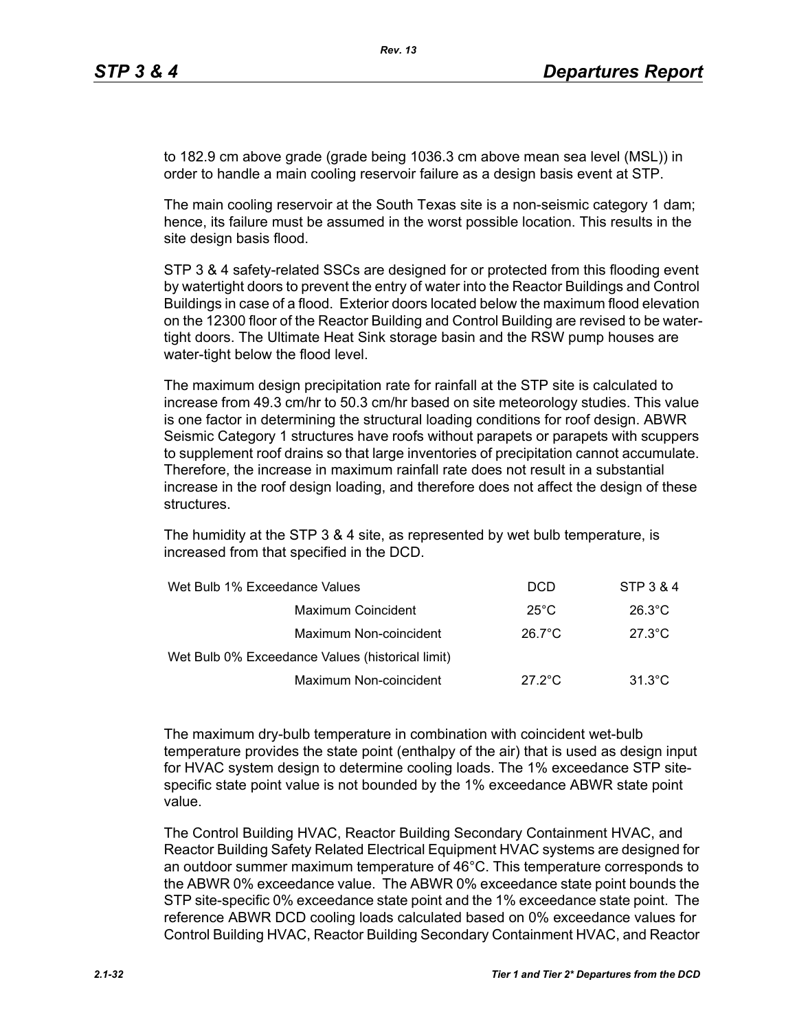to 182.9 cm above grade (grade being 1036.3 cm above mean sea level (MSL)) in order to handle a main cooling reservoir failure as a design basis event at STP.

The main cooling reservoir at the South Texas site is a non-seismic category 1 dam; hence, its failure must be assumed in the worst possible location. This results in the site design basis flood.

STP 3 & 4 safety-related SSCs are designed for or protected from this flooding event by watertight doors to prevent the entry of water into the Reactor Buildings and Control Buildings in case of a flood. Exterior doors located below the maximum flood elevation on the 12300 floor of the Reactor Building and Control Building are revised to be water-tight doors. The Ultimate Heat Sink storage basin and the RSW pump houses are water-tight below the flood level.

The maximum design precipitation rate for rainfall at the STP site is calculated to increase from 49.3 cm/hr to 50.3 cm/hr based on site meteorology studies. This value is one factor in determining the structural loading conditions for roof design. ABWR Seismic Category 1 structures have roofs without parapets or parapets with scuppers to supplement roof drains so that large inventories of precipitation cannot accumulate. Therefore, the increase in maximum rainfall rate does not result in a substantial increase in the roof design loading, and therefore does not affect the design of these structures.

The humidity at the STP 3 & 4 site, as represented by wet bulb temperature, is increased from that specified in the DCD.

| Wet Bulb 1% Exceedance Values | | DCD | STP 3 & 4 |
|---|---|---|---|
| | Maximum Coincident | 25°C | 26.3°C |
| | Maximum Non-coincident | 26.7°C | 27.3°C |
| Wet Bulb 0% Exceedance Values (historical limit) | | | |
| | Maximum Non-coincident | 27.2°C | 31.3°C |

The maximum dry-bulb temperature in combination with coincident wet-bulb temperature provides the state point (enthalpy of the air) that is used as design input for HVAC system design to determine cooling loads. The 1% exceedance STP site-specific state point value is not bounded by the 1% exceedance ABWR state point value.

The Control Building HVAC, Reactor Building Secondary Containment HVAC, and Reactor Building Safety Related Electrical Equipment HVAC systems are designed for an outdoor summer maximum temperature of 46°C. This temperature corresponds to the ABWR 0% exceedance value. The ABWR 0% exceedance state point bounds the STP site-specific 0% exceedance state point and the 1% exceedance state point. The reference ABWR DCD cooling loads calculated based on 0% exceedance values for Control Building HVAC, Reactor Building Secondary Containment HVAC, and Reactor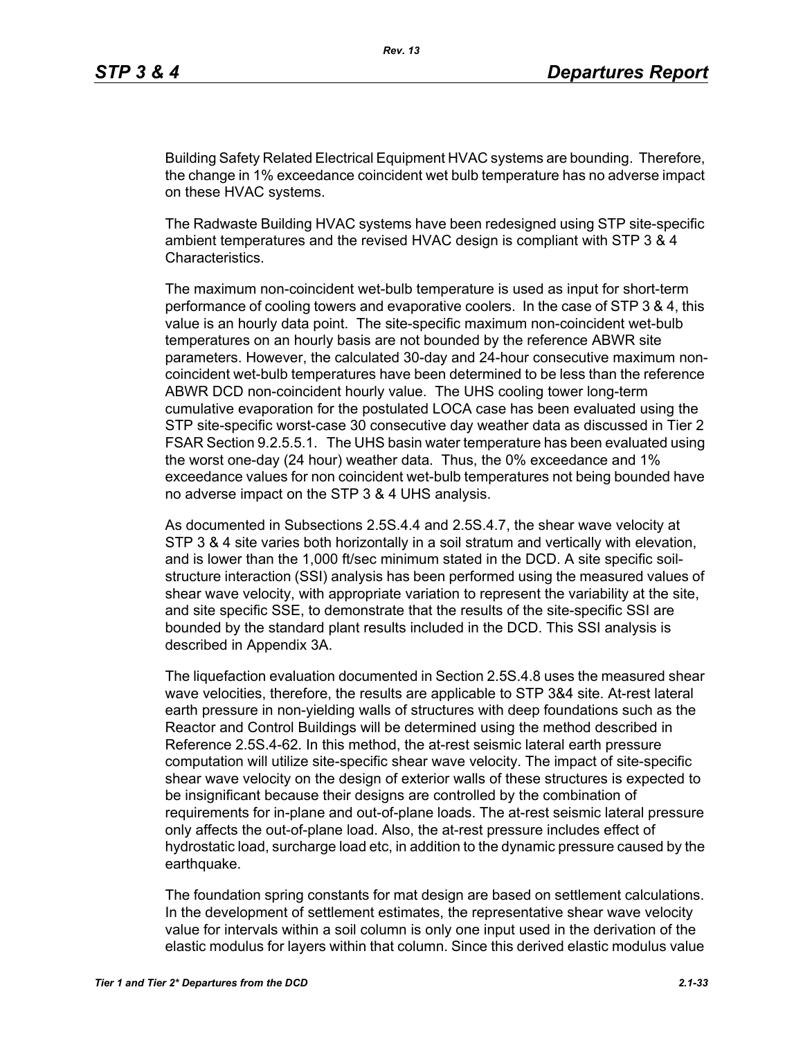Building Safety Related Electrical Equipment HVAC systems are bounding. Therefore, the change in 1% exceedance coincident wet bulb temperature has no adverse impact on these HVAC systems.

The Radwaste Building HVAC systems have been redesigned using STP site-specific ambient temperatures and the revised HVAC design is compliant with STP 3 & 4 Characteristics.

The maximum non-coincident wet-bulb temperature is used as input for short-term performance of cooling towers and evaporative coolers. In the case of STP 3 & 4, this value is an hourly data point. The site-specific maximum non-coincident wet-bulb temperatures on an hourly basis are not bounded by the reference ABWR site parameters. However, the calculated 30-day and 24-hour consecutive maximum non-coincident wet-bulb temperatures have been determined to be less than the reference ABWR DCD non-coincident hourly value. The UHS cooling tower long-term cumulative evaporation for the postulated LOCA case has been evaluated using the STP site-specific worst-case 30 consecutive day weather data as discussed in Tier 2 FSAR Section 9.2.5.5.1. The UHS basin water temperature has been evaluated using the worst one-day (24 hour) weather data. Thus, the 0% exceedance and 1% exceedance values for non coincident wet-bulb temperatures not being bounded have no adverse impact on the STP 3 & 4 UHS analysis.

As documented in Subsections 2.5S.4.4 and 2.5S.4.7, the shear wave velocity at STP 3 & 4 site varies both horizontally in a soil stratum and vertically with elevation, and is lower than the 1,000 ft/sec minimum stated in the DCD. A site specific soil-structure interaction (SSI) analysis has been performed using the measured values of shear wave velocity, with appropriate variation to represent the variability at the site, and site specific SSE, to demonstrate that the results of the site-specific SSI are bounded by the standard plant results included in the DCD. This SSI analysis is described in Appendix 3A.

The liquefaction evaluation documented in Section 2.5S.4.8 uses the measured shear wave velocities, therefore, the results are applicable to STP 3&4 site. At-rest lateral earth pressure in non-yielding walls of structures with deep foundations such as the Reactor and Control Buildings will be determined using the method described in Reference 2.5S.4-62. In this method, the at-rest seismic lateral earth pressure computation will utilize site-specific shear wave velocity. The impact of site-specific shear wave velocity on the design of exterior walls of these structures is expected to be insignificant because their designs are controlled by the combination of requirements for in-plane and out-of-plane loads. The at-rest seismic lateral pressure only affects the out-of-plane load. Also, the at-rest pressure includes effect of hydrostatic load, surcharge load etc, in addition to the dynamic pressure caused by the earthquake.

The foundation spring constants for mat design are based on settlement calculations. In the development of settlement estimates, the representative shear wave velocity value for intervals within a soil column is only one input used in the derivation of the elastic modulus for layers within that column. Since this derived elastic modulus value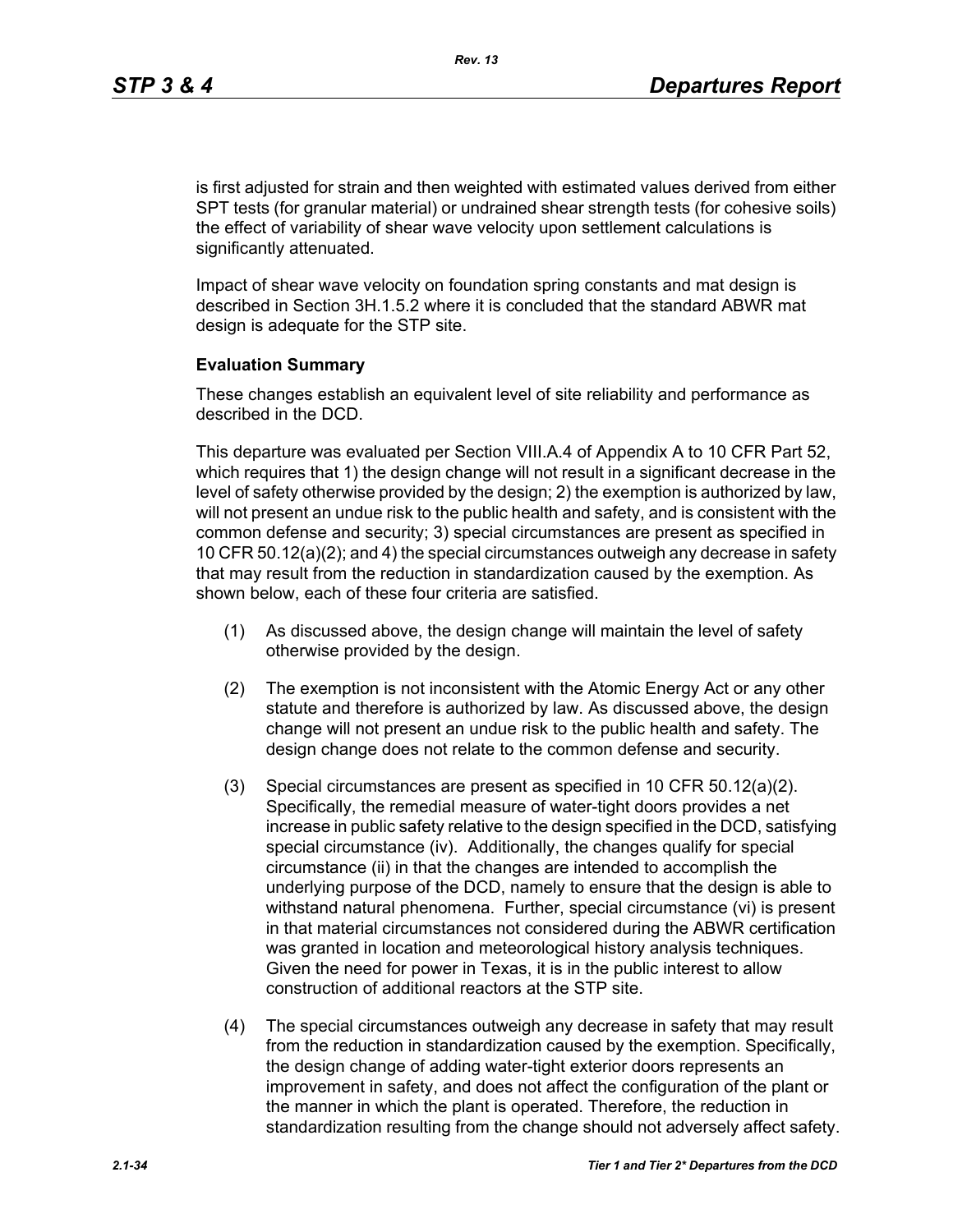is first adjusted for strain and then weighted with estimated values derived from either SPT tests (for granular material) or undrained shear strength tests (for cohesive soils) the effect of variability of shear wave velocity upon settlement calculations is significantly attenuated.

Impact of shear wave velocity on foundation spring constants and mat design is described in Section 3H.1.5.2 where it is concluded that the standard ABWR mat design is adequate for the STP site.

**Evaluation Summary**

These changes establish an equivalent level of site reliability and performance as described in the DCD.

This departure was evaluated per Section VIII.A.4 of Appendix A to 10 CFR Part 52, which requires that 1) the design change will not result in a significant decrease in the level of safety otherwise provided by the design; 2) the exemption is authorized by law, will not present an undue risk to the public health and safety, and is consistent with the common defense and security; 3) special circumstances are present as specified in 10 CFR 50.12(a)(2); and 4) the special circumstances outweigh any decrease in safety that may result from the reduction in standardization caused by the exemption. As shown below, each of these four criteria are satisfied.

(1) As discussed above, the design change will maintain the level of safety otherwise provided by the design.

(2) The exemption is not inconsistent with the Atomic Energy Act or any other statute and therefore is authorized by law. As discussed above, the design change will not present an undue risk to the public health and safety. The design change does not relate to the common defense and security.

(3) Special circumstances are present as specified in 10 CFR 50.12(a)(2). Specifically, the remedial measure of water-tight doors provides a net increase in public safety relative to the design specified in the DCD, satisfying special circumstance (iv). Additionally, the changes qualify for special circumstance (ii) in that the changes are intended to accomplish the underlying purpose of the DCD, namely to ensure that the design is able to withstand natural phenomena. Further, special circumstance (vi) is present in that material circumstances not considered during the ABWR certification was granted in location and meteorological history analysis techniques. Given the need for power in Texas, it is in the public interest to allow construction of additional reactors at the STP site.

(4) The special circumstances outweigh any decrease in safety that may result from the reduction in standardization caused by the exemption. Specifically, the design change of adding water-tight exterior doors represents an improvement in safety, and does not affect the configuration of the plant or the manner in which the plant is operated. Therefore, the reduction in standardization resulting from the change should not adversely affect safety.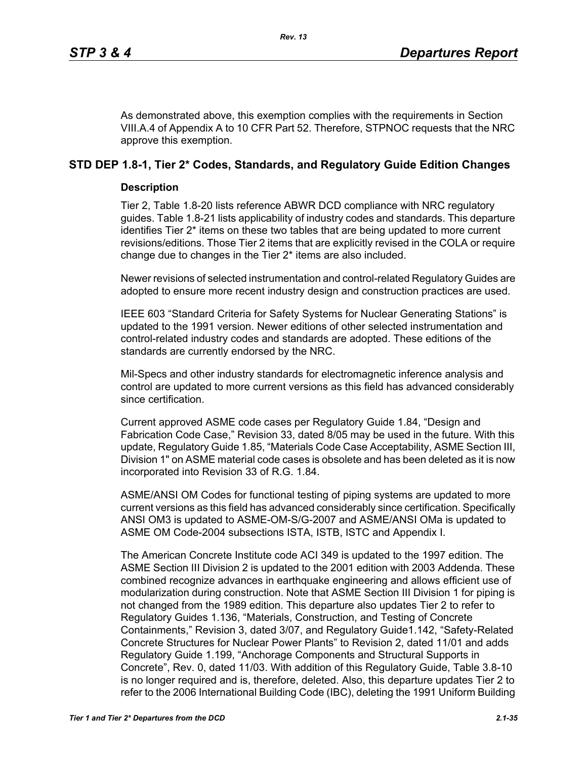As demonstrated above, this exemption complies with the requirements in Section VIII.A.4 of Appendix A to 10 CFR Part 52. Therefore, STPNOC requests that the NRC approve this exemption.

## STD DEP 1.8-1, Tier 2* Codes, Standards, and Regulatory Guide Edition Changes

### Description

Tier 2, Table 1.8-20 lists reference ABWR DCD compliance with NRC regulatory guides. Table 1.8-21 lists applicability of industry codes and standards. This departure identifies Tier 2* items on these two tables that are being updated to more current revisions/editions. Those Tier 2 items that are explicitly revised in the COLA or require change due to changes in the Tier 2* items are also included.

Newer revisions of selected instrumentation and control-related Regulatory Guides are adopted to ensure more recent industry design and construction practices are used.

IEEE 603 “Standard Criteria for Safety Systems for Nuclear Generating Stations” is updated to the 1991 version. Newer editions of other selected instrumentation and control-related industry codes and standards are adopted. These editions of the standards are currently endorsed by the NRC.

Mil-Specs and other industry standards for electromagnetic inference analysis and control are updated to more current versions as this field has advanced considerably since certification.

Current approved ASME code cases per Regulatory Guide 1.84, “Design and Fabrication Code Case,” Revision 33, dated 8/05 may be used in the future. With this update, Regulatory Guide 1.85, “Materials Code Case Acceptability, ASME Section III, Division 1" on ASME material code cases is obsolete and has been deleted as it is now incorporated into Revision 33 of R.G. 1.84.

ASME/ANSI OM Codes for functional testing of piping systems are updated to more current versions as this field has advanced considerably since certification. Specifically ANSI OM3 is updated to ASME-OM-S/G-2007 and ASME/ANSI OMa is updated to ASME OM Code-2004 subsections ISTA, ISTB, ISTC and Appendix I.

The American Concrete Institute code ACI 349 is updated to the 1997 edition. The ASME Section III Division 2 is updated to the 2001 edition with 2003 Addenda. These combined recognize advances in earthquake engineering and allows efficient use of modularization during construction. Note that ASME Section III Division 1 for piping is not changed from the 1989 edition. This departure also updates Tier 2 to refer to Regulatory Guides 1.136, “Materials, Construction, and Testing of Concrete Containments,” Revision 3, dated 3/07, and Regulatory Guide1.142, “Safety-Related Concrete Structures for Nuclear Power Plants” to Revision 2, dated 11/01 and adds Regulatory Guide 1.199, “Anchorage Components and Structural Supports in Concrete”, Rev. 0, dated 11/03. With addition of this Regulatory Guide, Table 3.8-10 is no longer required and is, therefore, deleted. Also, this departure updates Tier 2 to refer to the 2006 International Building Code (IBC), deleting the 1991 Uniform Building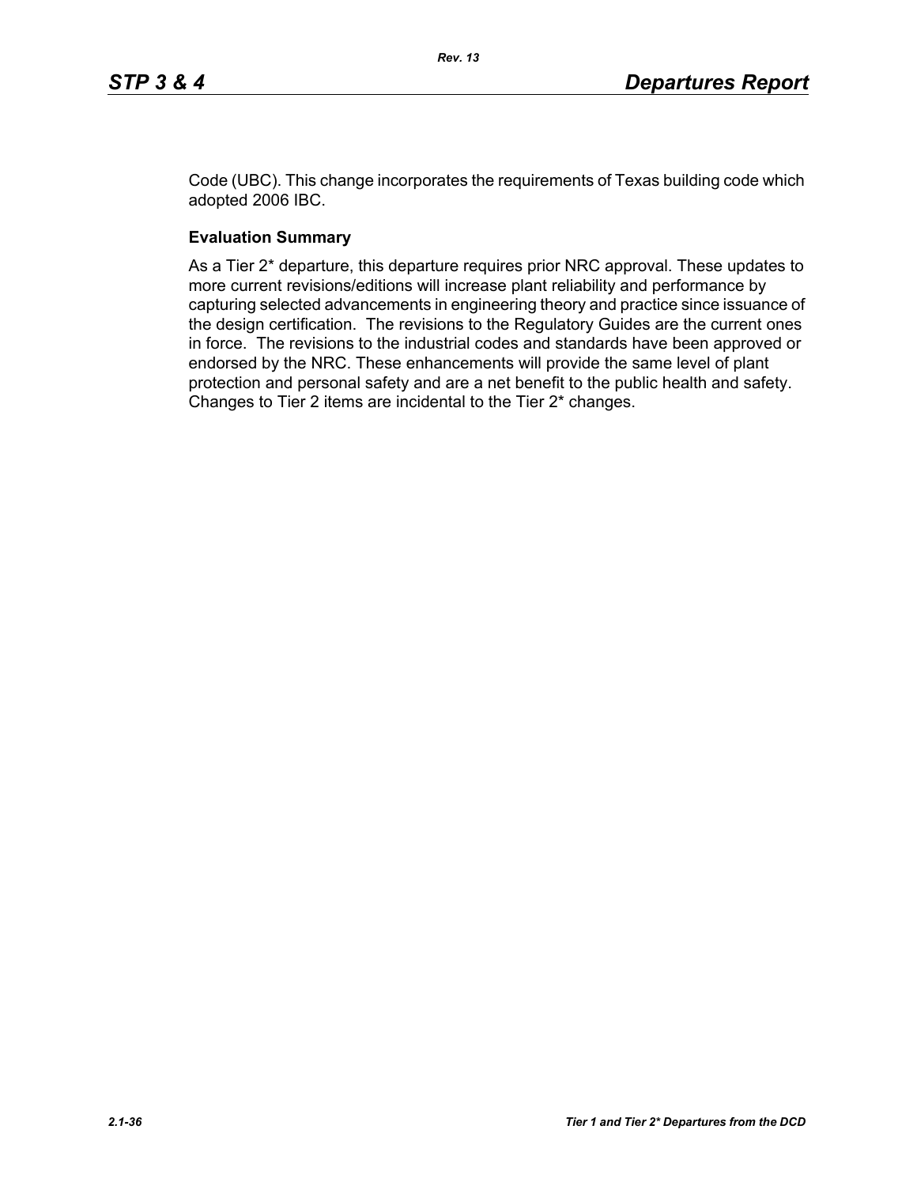Code (UBC). This change incorporates the requirements of Texas building code which adopted 2006 IBC.

### Evaluation Summary

As a Tier 2* departure, this departure requires prior NRC approval. These updates to more current revisions/editions will increase plant reliability and performance by capturing selected advancements in engineering theory and practice since issuance of the design certification. The revisions to the Regulatory Guides are the current ones in force. The revisions to the industrial codes and standards have been approved or endorsed by the NRC. These enhancements will provide the same level of plant protection and personal safety and are a net benefit to the public health and safety. Changes to Tier 2 items are incidental to the Tier 2* changes.